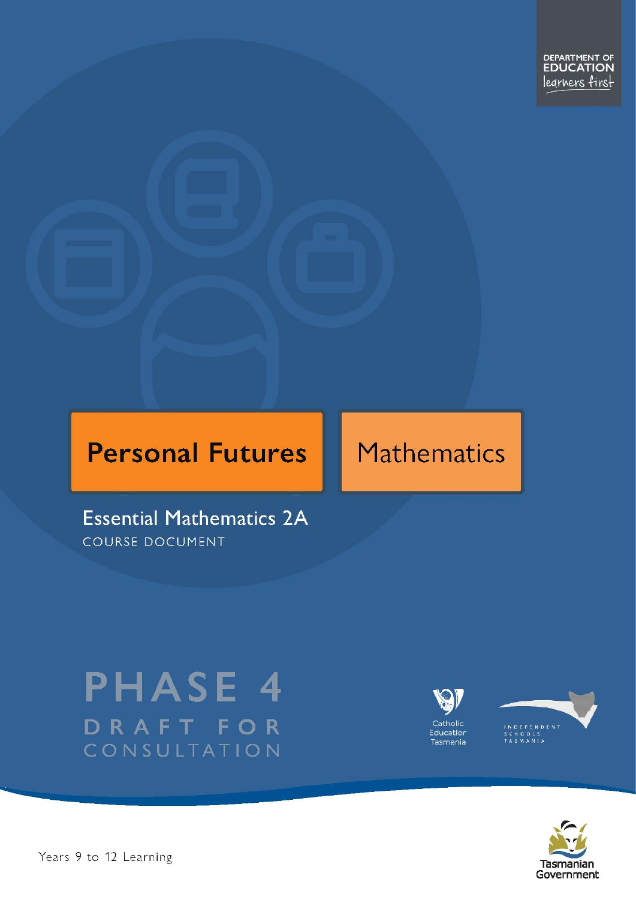DEPARTMENT OF EDUCATION
learners first

# Personal Futures

Mathematics

## Essential Mathematics 2A

COURSE DOCUMENT

PHASE 4

DRAFT FOR CONSULTATION

Catholic Education Tasmania

INDEPENDENT SCHOOLS TASMANIA

Years 9 to 12 Learning

Tasmanian Government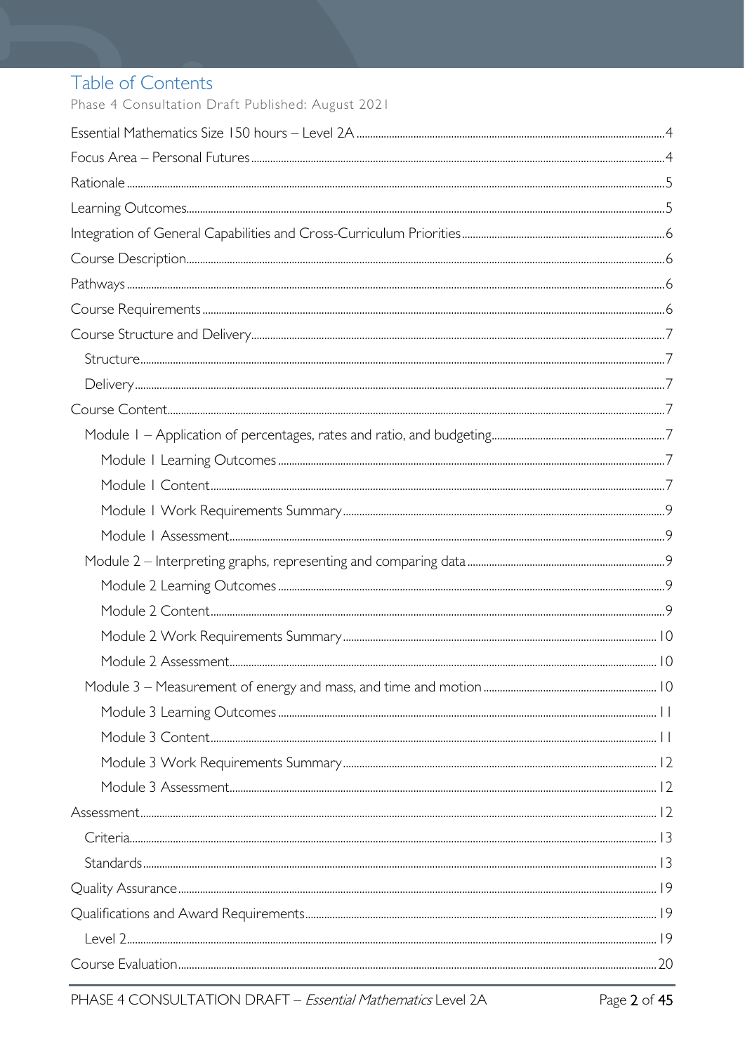# Table of Contents

Phase 4 Consultation Draft Published: August 2021

Essential Mathematics Size 150 hours – Level 2A ..... 4

Focus Area – Personal Futures ..... 4

Rationale ..... 5

Learning Outcomes ..... 5

Integration of General Capabilities and Cross-Curriculum Priorities ..... 6

Course Description ..... 6

Pathways ..... 6

Course Requirements ..... 6

Course Structure and Delivery ..... 7

- Structure ..... 7
- Delivery ..... 7

Course Content ..... 7

- Module 1 – Application of percentages, rates and ratio, and budgeting ..... 7
  - Module 1 Learning Outcomes ..... 7
  - Module 1 Content ..... 7
  - Module 1 Work Requirements Summary ..... 9
  - Module 1 Assessment ..... 9
- Module 2 – Interpreting graphs, representing and comparing data ..... 9
  - Module 2 Learning Outcomes ..... 9
  - Module 2 Content ..... 9
  - Module 2 Work Requirements Summary ..... 10
  - Module 2 Assessment ..... 10
- Module 3 – Measurement of energy and mass, and time and motion ..... 10
  - Module 3 Learning Outcomes ..... 11
  - Module 3 Content ..... 11
  - Module 3 Work Requirements Summary ..... 12
  - Module 3 Assessment ..... 12

Assessment ..... 12

- Criteria ..... 13
- Standards ..... 13

Quality Assurance ..... 19

Qualifications and Award Requirements ..... 19

- Level 2 ..... 19

Course Evaluation ..... 20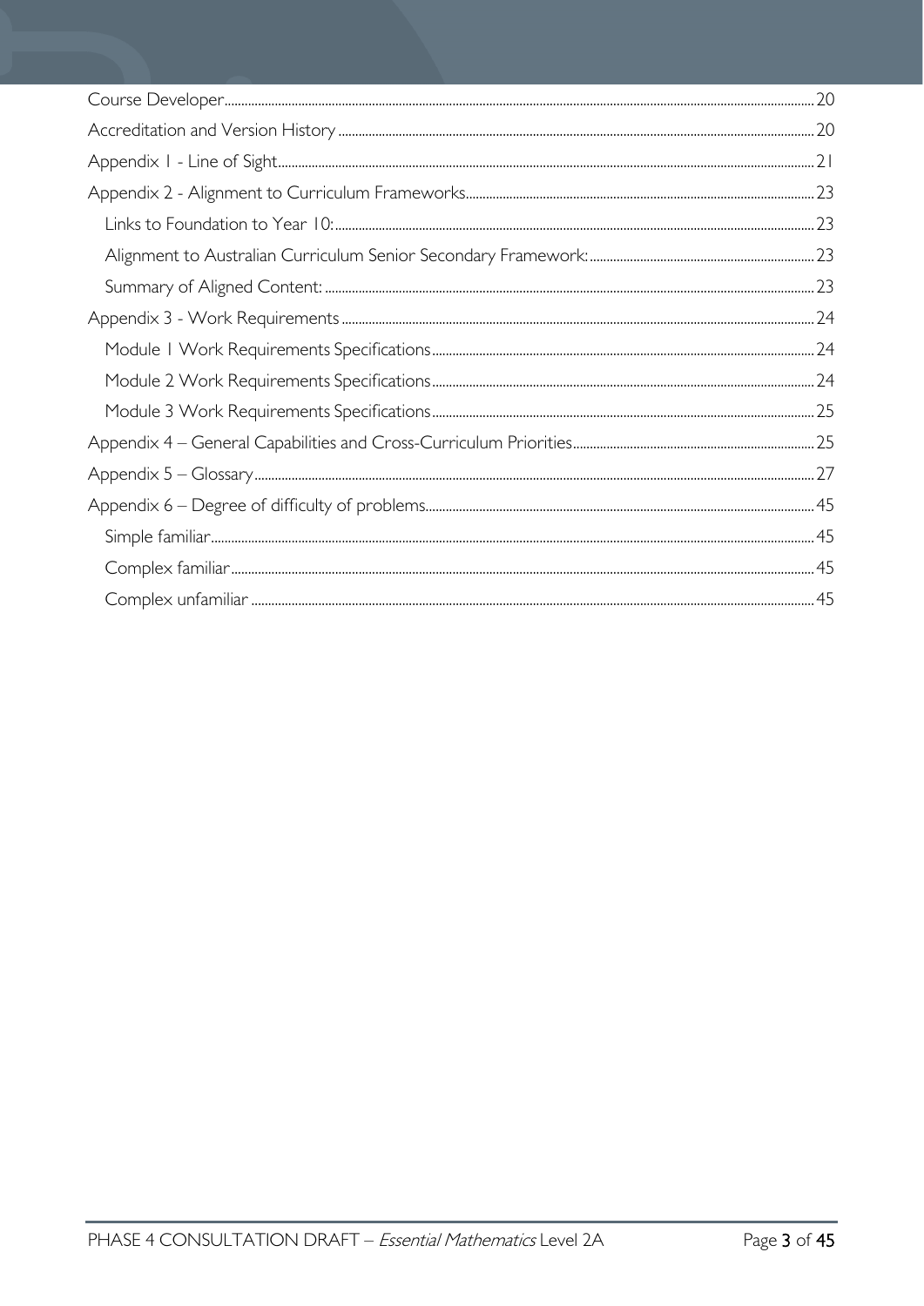Course Developer ... 20

Accreditation and Version History ... 20

Appendix 1 - Line of Sight ... 21

Appendix 2 - Alignment to Curriculum Frameworks ... 23

- Links to Foundation to Year 10: ... 23
- Alignment to Australian Curriculum Senior Secondary Framework: ... 23
- Summary of Aligned Content: ... 23

Appendix 3 - Work Requirements ... 24

- Module 1 Work Requirements Specifications ... 24
- Module 2 Work Requirements Specifications ... 24
- Module 3 Work Requirements Specifications ... 25

Appendix 4 – General Capabilities and Cross-Curriculum Priorities ... 25

Appendix 5 – Glossary ... 27

Appendix 6 – Degree of difficulty of problems ... 45

- Simple familiar ... 45
- Complex familiar ... 45
- Complex unfamiliar ... 45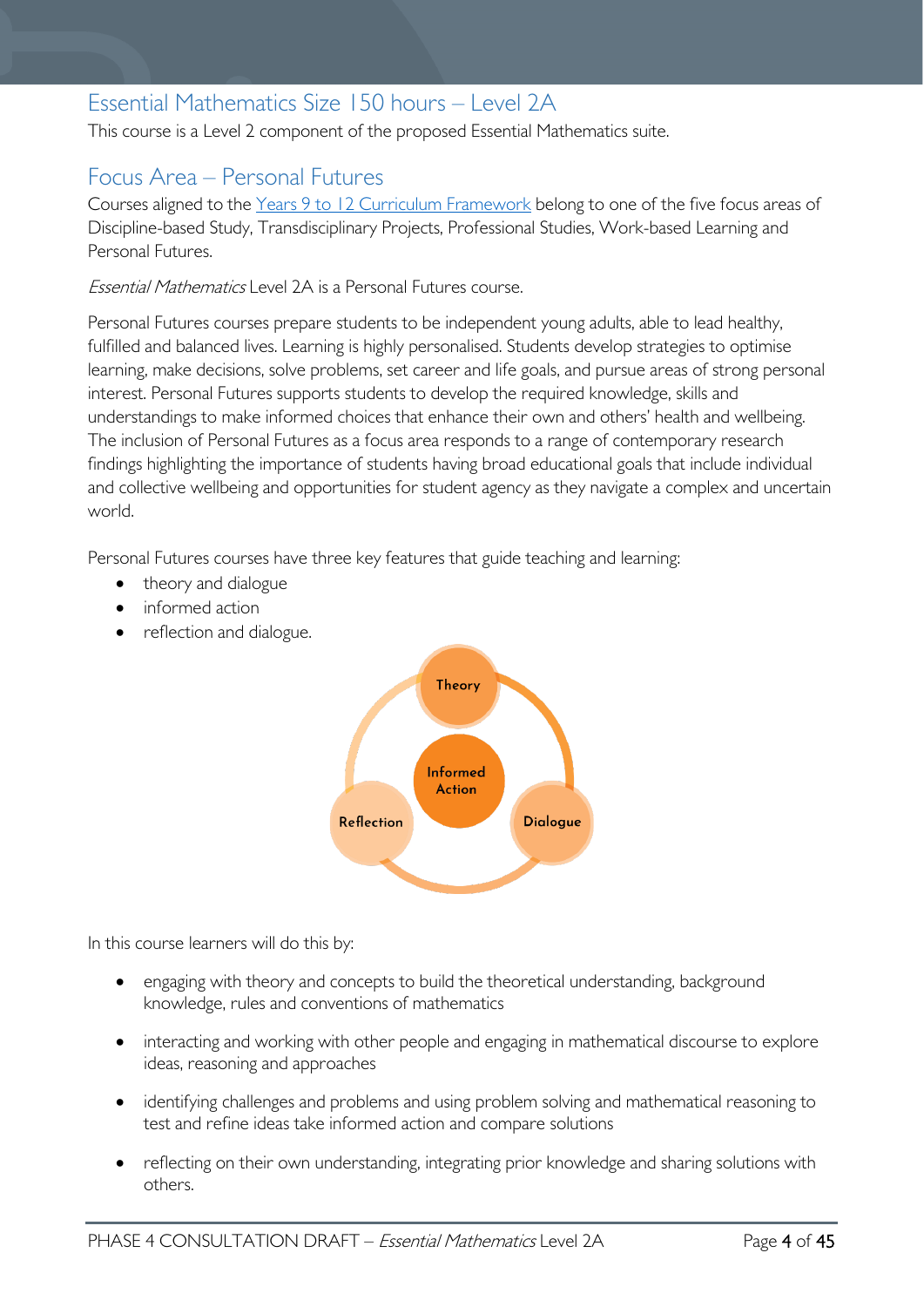## Essential Mathematics Size 150 hours – Level 2A

This course is a Level 2 component of the proposed Essential Mathematics suite.

## Focus Area – Personal Futures

Courses aligned to the Years 9 to 12 Curriculum Framework belong to one of the five focus areas of Discipline-based Study, Transdisciplinary Projects, Professional Studies, Work-based Learning and Personal Futures.

*Essential Mathematics* Level 2A is a Personal Futures course.

Personal Futures courses prepare students to be independent young adults, able to lead healthy, fulfilled and balanced lives. Learning is highly personalised. Students develop strategies to optimise learning, make decisions, solve problems, set career and life goals, and pursue areas of strong personal interest. Personal Futures supports students to develop the required knowledge, skills and understandings to make informed choices that enhance their own and others' health and wellbeing. The inclusion of Personal Futures as a focus area responds to a range of contemporary research findings highlighting the importance of students having broad educational goals that include individual and collective wellbeing and opportunities for student agency as they navigate a complex and uncertain world.

Personal Futures courses have three key features that guide teaching and learning:

- theory and dialogue
- informed action
- reflection and dialogue.

Theory

Informed Action

Reflection

Dialogue

In this course learners will do this by:

- engaging with theory and concepts to build the theoretical understanding, background knowledge, rules and conventions of mathematics
- interacting and working with other people and engaging in mathematical discourse to explore ideas, reasoning and approaches
- identifying challenges and problems and using problem solving and mathematical reasoning to test and refine ideas take informed action and compare solutions
- reflecting on their own understanding, integrating prior knowledge and sharing solutions with others.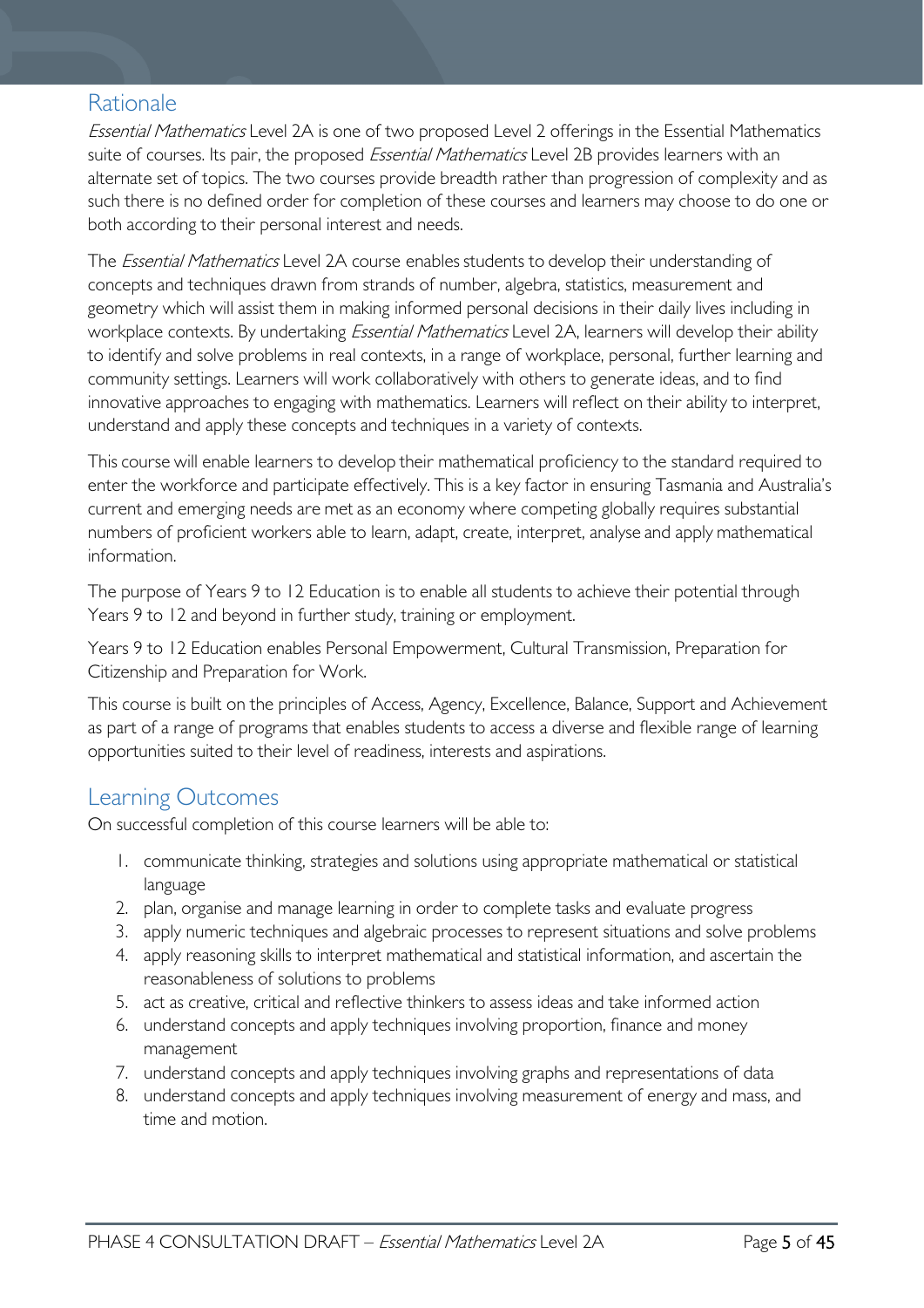## Rationale

*Essential Mathematics* Level 2A is one of two proposed Level 2 offerings in the Essential Mathematics suite of courses. Its pair, the proposed *Essential Mathematics* Level 2B provides learners with an alternate set of topics. The two courses provide breadth rather than progression of complexity and as such there is no defined order for completion of these courses and learners may choose to do one or both according to their personal interest and needs.

The *Essential Mathematics* Level 2A course enables students to develop their understanding of concepts and techniques drawn from strands of number, algebra, statistics, measurement and geometry which will assist them in making informed personal decisions in their daily lives including in workplace contexts. By undertaking *Essential Mathematics* Level 2A, learners will develop their ability to identify and solve problems in real contexts, in a range of workplace, personal, further learning and community settings. Learners will work collaboratively with others to generate ideas, and to find innovative approaches to engaging with mathematics. Learners will reflect on their ability to interpret, understand and apply these concepts and techniques in a variety of contexts.

This course will enable learners to develop their mathematical proficiency to the standard required to enter the workforce and participate effectively. This is a key factor in ensuring Tasmania and Australia's current and emerging needs are met as an economy where competing globally requires substantial numbers of proficient workers able to learn, adapt, create, interpret, analyse and apply mathematical information.

The purpose of Years 9 to 12 Education is to enable all students to achieve their potential through Years 9 to 12 and beyond in further study, training or employment.

Years 9 to 12 Education enables Personal Empowerment, Cultural Transmission, Preparation for Citizenship and Preparation for Work.

This course is built on the principles of Access, Agency, Excellence, Balance, Support and Achievement as part of a range of programs that enables students to access a diverse and flexible range of learning opportunities suited to their level of readiness, interests and aspirations.

## Learning Outcomes

On successful completion of this course learners will be able to:

1. communicate thinking, strategies and solutions using appropriate mathematical or statistical language
2. plan, organise and manage learning in order to complete tasks and evaluate progress
3. apply numeric techniques and algebraic processes to represent situations and solve problems
4. apply reasoning skills to interpret mathematical and statistical information, and ascertain the reasonableness of solutions to problems
5. act as creative, critical and reflective thinkers to assess ideas and take informed action
6. understand concepts and apply techniques involving proportion, finance and money management
7. understand concepts and apply techniques involving graphs and representations of data
8. understand concepts and apply techniques involving measurement of energy and mass, and time and motion.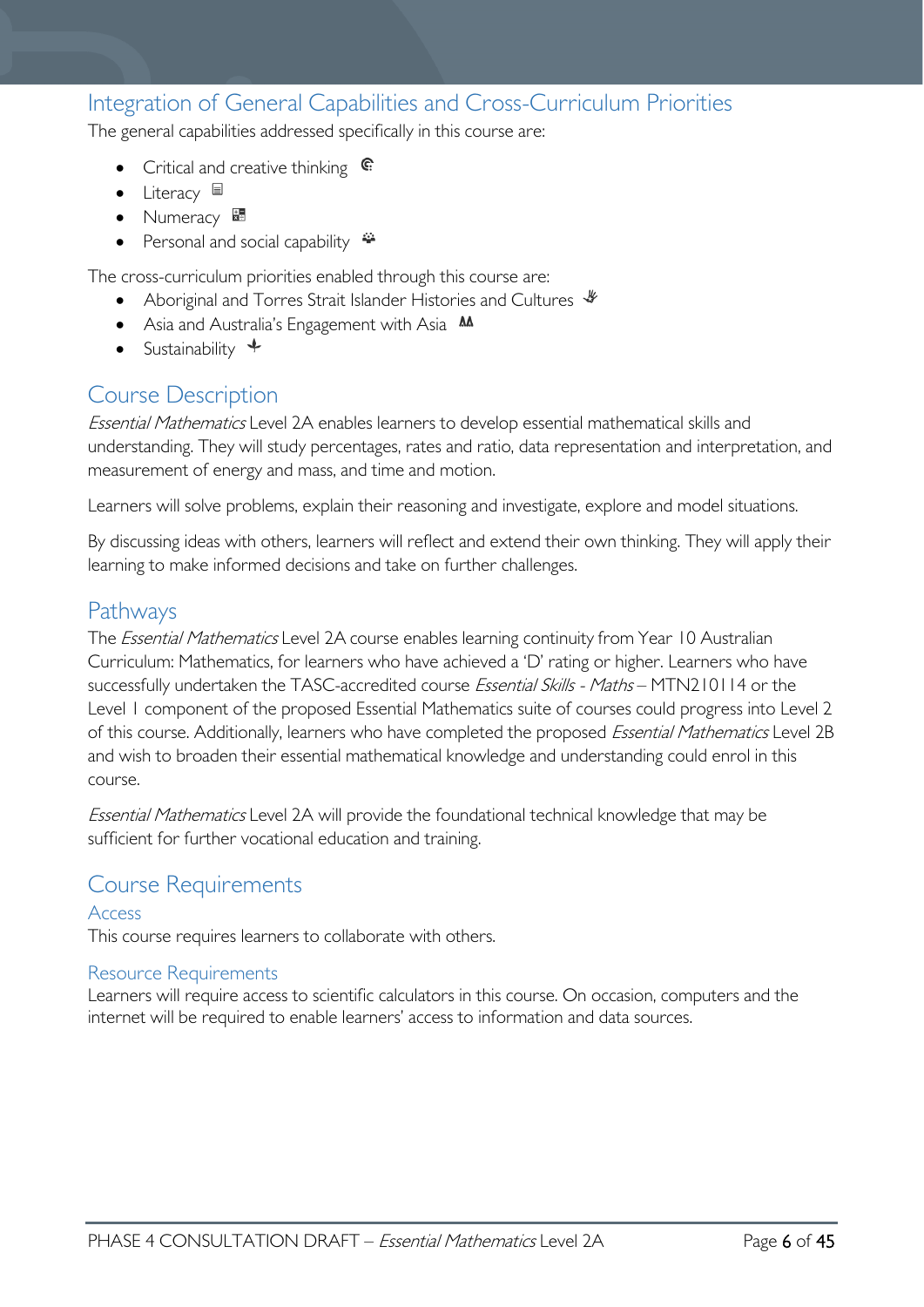## Integration of General Capabilities and Cross-Curriculum Priorities

The general capabilities addressed specifically in this course are:

- Critical and creative thinking
- Literacy
- Numeracy
- Personal and social capability

The cross-curriculum priorities enabled through this course are:

- Aboriginal and Torres Strait Islander Histories and Cultures
- Asia and Australia's Engagement with Asia
- Sustainability

## Course Description

*Essential Mathematics* Level 2A enables learners to develop essential mathematical skills and understanding. They will study percentages, rates and ratio, data representation and interpretation, and measurement of energy and mass, and time and motion.

Learners will solve problems, explain their reasoning and investigate, explore and model situations.

By discussing ideas with others, learners will reflect and extend their own thinking. They will apply their learning to make informed decisions and take on further challenges.

## Pathways

The *Essential Mathematics* Level 2A course enables learning continuity from Year 10 Australian Curriculum: Mathematics, for learners who have achieved a 'D' rating or higher. Learners who have successfully undertaken the TASC-accredited course *Essential Skills - Maths* – MTN210114 or the Level 1 component of the proposed Essential Mathematics suite of courses could progress into Level 2 of this course. Additionally, learners who have completed the proposed *Essential Mathematics* Level 2B and wish to broaden their essential mathematical knowledge and understanding could enrol in this course.

*Essential Mathematics* Level 2A will provide the foundational technical knowledge that may be sufficient for further vocational education and training.

## Course Requirements

### Access

This course requires learners to collaborate with others.

### Resource Requirements

Learners will require access to scientific calculators in this course. On occasion, computers and the internet will be required to enable learners' access to information and data sources.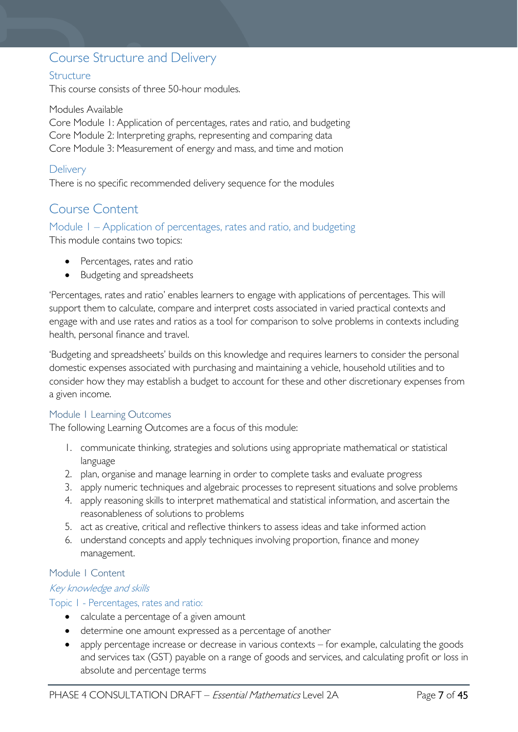## Course Structure and Delivery

### Structure

This course consists of three 50-hour modules.

Modules Available

Core Module 1: Application of percentages, rates and ratio, and budgeting
Core Module 2: Interpreting graphs, representing and comparing data
Core Module 3: Measurement of energy and mass, and time and motion

### Delivery

There is no specific recommended delivery sequence for the modules

## Course Content

### Module 1 – Application of percentages, rates and ratio, and budgeting

This module contains two topics:

- Percentages, rates and ratio
- Budgeting and spreadsheets

'Percentages, rates and ratio' enables learners to engage with applications of percentages. This will support them to calculate, compare and interpret costs associated in varied practical contexts and engage with and use rates and ratios as a tool for comparison to solve problems in contexts including health, personal finance and travel.

'Budgeting and spreadsheets' builds on this knowledge and requires learners to consider the personal domestic expenses associated with purchasing and maintaining a vehicle, household utilities and to consider how they may establish a budget to account for these and other discretionary expenses from a given income.

#### Module 1 Learning Outcomes

The following Learning Outcomes are a focus of this module:

1. communicate thinking, strategies and solutions using appropriate mathematical or statistical language
2. plan, organise and manage learning in order to complete tasks and evaluate progress
3. apply numeric techniques and algebraic processes to represent situations and solve problems
4. apply reasoning skills to interpret mathematical and statistical information, and ascertain the reasonableness of solutions to problems
5. act as creative, critical and reflective thinkers to assess ideas and take informed action
6. understand concepts and apply techniques involving proportion, finance and money management.

#### Module 1 Content

*Key knowledge and skills*

##### Topic 1 - Percentages, rates and ratio:

- calculate a percentage of a given amount
- determine one amount expressed as a percentage of another
- apply percentage increase or decrease in various contexts – for example, calculating the goods and services tax (GST) payable on a range of goods and services, and calculating profit or loss in absolute and percentage terms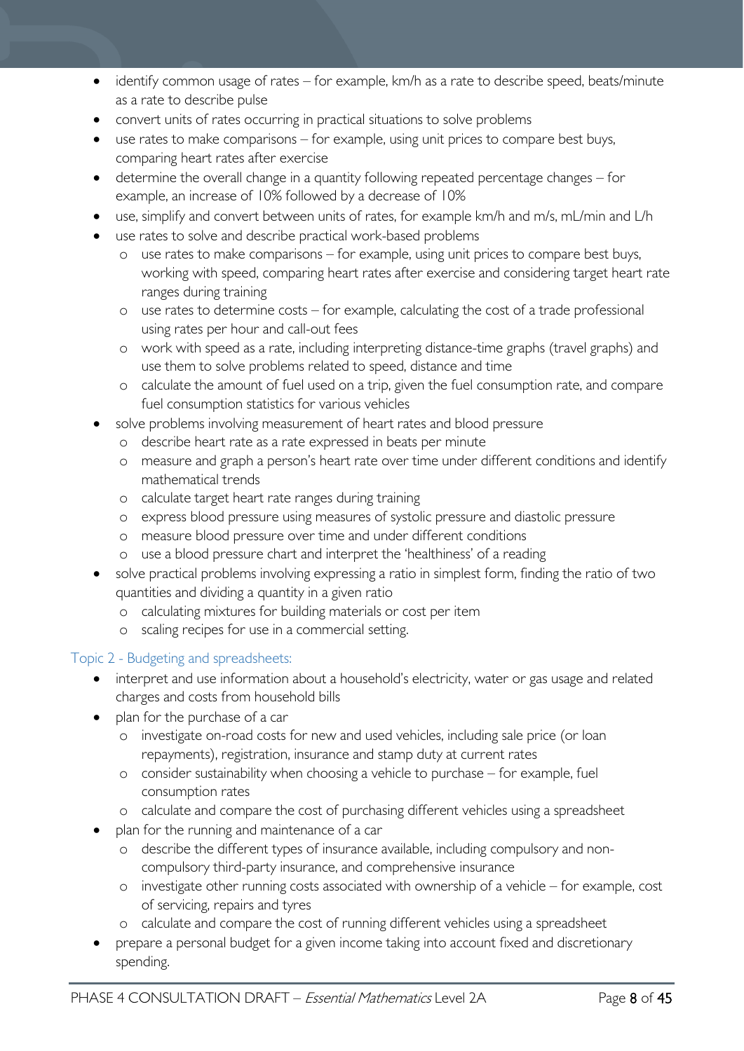- identify common usage of rates – for example, km/h as a rate to describe speed, beats/minute as a rate to describe pulse
- convert units of rates occurring in practical situations to solve problems
- use rates to make comparisons – for example, using unit prices to compare best buys, comparing heart rates after exercise
- determine the overall change in a quantity following repeated percentage changes – for example, an increase of 10% followed by a decrease of 10%
- use, simplify and convert between units of rates, for example km/h and m/s, mL/min and L/h
- use rates to solve and describe practical work-based problems
  - use rates to make comparisons – for example, using unit prices to compare best buys, working with speed, comparing heart rates after exercise and considering target heart rate ranges during training
  - use rates to determine costs – for example, calculating the cost of a trade professional using rates per hour and call-out fees
  - work with speed as a rate, including interpreting distance-time graphs (travel graphs) and use them to solve problems related to speed, distance and time
  - calculate the amount of fuel used on a trip, given the fuel consumption rate, and compare fuel consumption statistics for various vehicles
- solve problems involving measurement of heart rates and blood pressure
  - describe heart rate as a rate expressed in beats per minute
  - measure and graph a person's heart rate over time under different conditions and identify mathematical trends
  - calculate target heart rate ranges during training
  - express blood pressure using measures of systolic pressure and diastolic pressure
  - measure blood pressure over time and under different conditions
  - use a blood pressure chart and interpret the 'healthiness' of a reading
- solve practical problems involving expressing a ratio in simplest form, finding the ratio of two quantities and dividing a quantity in a given ratio
  - calculating mixtures for building materials or cost per item
  - scaling recipes for use in a commercial setting.

### Topic 2 - Budgeting and spreadsheets:

- interpret and use information about a household's electricity, water or gas usage and related charges and costs from household bills
- plan for the purchase of a car
  - investigate on-road costs for new and used vehicles, including sale price (or loan repayments), registration, insurance and stamp duty at current rates
  - consider sustainability when choosing a vehicle to purchase – for example, fuel consumption rates
  - calculate and compare the cost of purchasing different vehicles using a spreadsheet
- plan for the running and maintenance of a car
  - describe the different types of insurance available, including compulsory and non-compulsory third-party insurance, and comprehensive insurance
  - investigate other running costs associated with ownership of a vehicle – for example, cost of servicing, repairs and tyres
  - calculate and compare the cost of running different vehicles using a spreadsheet
- prepare a personal budget for a given income taking into account fixed and discretionary spending.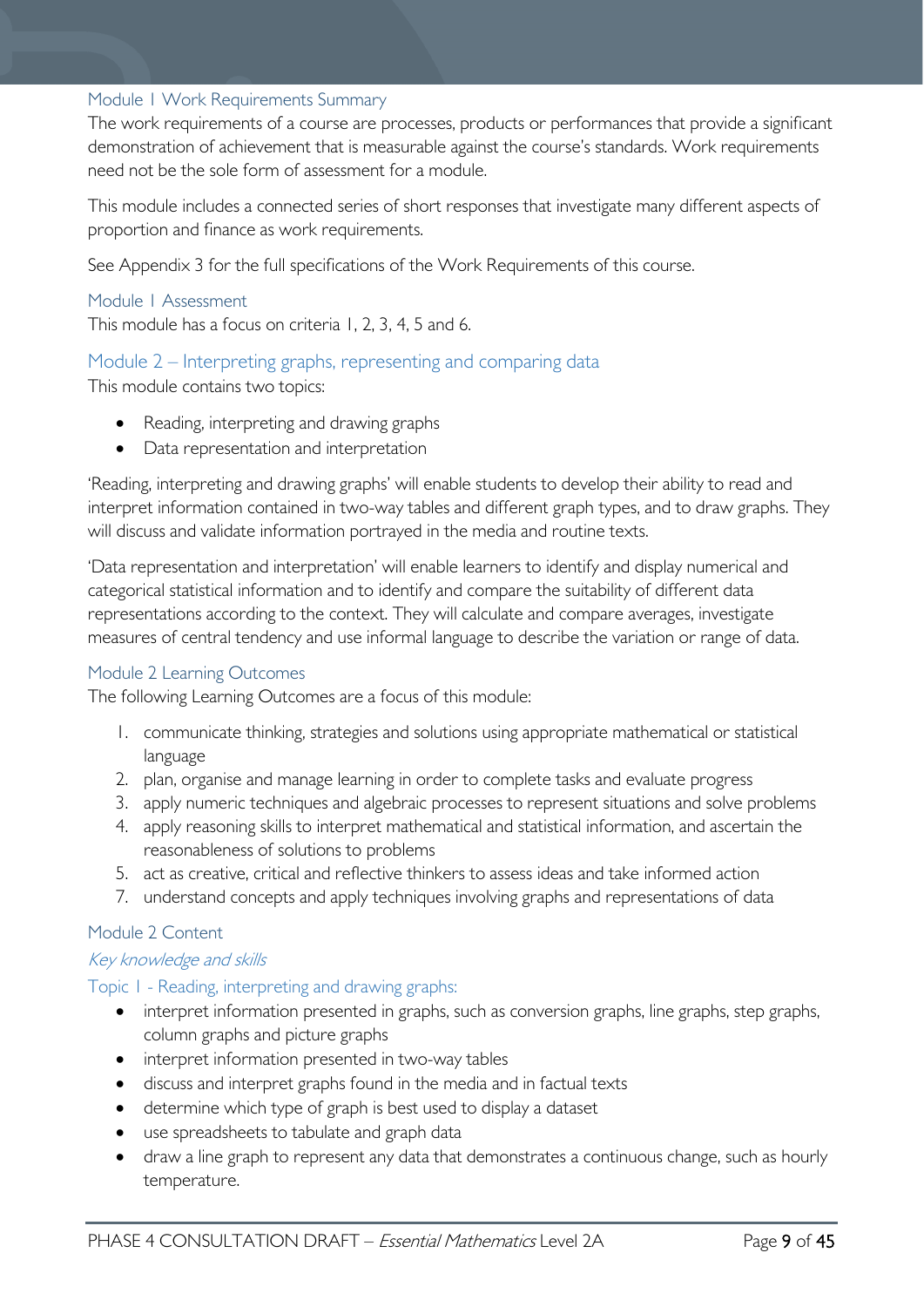### Module 1 Work Requirements Summary

The work requirements of a course are processes, products or performances that provide a significant demonstration of achievement that is measurable against the course's standards. Work requirements need not be the sole form of assessment for a module.

This module includes a connected series of short responses that investigate many different aspects of proportion and finance as work requirements.

See Appendix 3 for the full specifications of the Work Requirements of this course.

### Module 1 Assessment

This module has a focus on criteria 1, 2, 3, 4, 5 and 6.

## Module 2 – Interpreting graphs, representing and comparing data

This module contains two topics:

- Reading, interpreting and drawing graphs
- Data representation and interpretation

'Reading, interpreting and drawing graphs' will enable students to develop their ability to read and interpret information contained in two-way tables and different graph types, and to draw graphs. They will discuss and validate information portrayed in the media and routine texts.

'Data representation and interpretation' will enable learners to identify and display numerical and categorical statistical information and to identify and compare the suitability of different data representations according to the context. They will calculate and compare averages, investigate measures of central tendency and use informal language to describe the variation or range of data.

### Module 2 Learning Outcomes

The following Learning Outcomes are a focus of this module:

1. communicate thinking, strategies and solutions using appropriate mathematical or statistical language
2. plan, organise and manage learning in order to complete tasks and evaluate progress
3. apply numeric techniques and algebraic processes to represent situations and solve problems
4. apply reasoning skills to interpret mathematical and statistical information, and ascertain the reasonableness of solutions to problems
5. act as creative, critical and reflective thinkers to assess ideas and take informed action
7. understand concepts and apply techniques involving graphs and representations of data

### Module 2 Content

#### *Key knowledge and skills*

#### Topic 1 - Reading, interpreting and drawing graphs:

- interpret information presented in graphs, such as conversion graphs, line graphs, step graphs, column graphs and picture graphs
- interpret information presented in two-way tables
- discuss and interpret graphs found in the media and in factual texts
- determine which type of graph is best used to display a dataset
- use spreadsheets to tabulate and graph data
- draw a line graph to represent any data that demonstrates a continuous change, such as hourly temperature.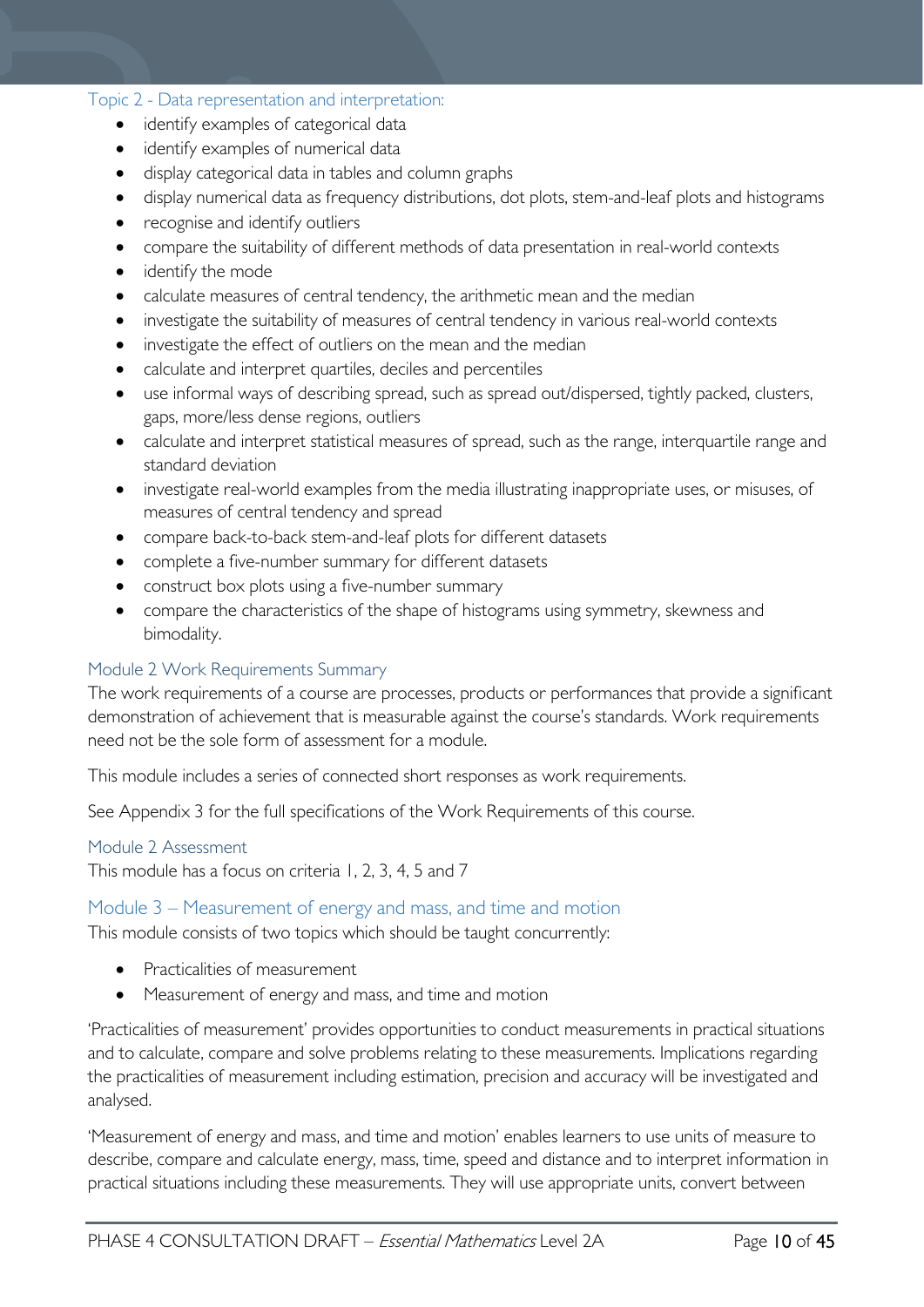### Topic 2 - Data representation and interpretation:

- identify examples of categorical data
- identify examples of numerical data
- display categorical data in tables and column graphs
- display numerical data as frequency distributions, dot plots, stem-and-leaf plots and histograms
- recognise and identify outliers
- compare the suitability of different methods of data presentation in real-world contexts
- identify the mode
- calculate measures of central tendency, the arithmetic mean and the median
- investigate the suitability of measures of central tendency in various real-world contexts
- investigate the effect of outliers on the mean and the median
- calculate and interpret quartiles, deciles and percentiles
- use informal ways of describing spread, such as spread out/dispersed, tightly packed, clusters, gaps, more/less dense regions, outliers
- calculate and interpret statistical measures of spread, such as the range, interquartile range and standard deviation
- investigate real-world examples from the media illustrating inappropriate uses, or misuses, of measures of central tendency and spread
- compare back-to-back stem-and-leaf plots for different datasets
- complete a five-number summary for different datasets
- construct box plots using a five-number summary
- compare the characteristics of the shape of histograms using symmetry, skewness and bimodality.

### Module 2 Work Requirements Summary

The work requirements of a course are processes, products or performances that provide a significant demonstration of achievement that is measurable against the course's standards. Work requirements need not be the sole form of assessment for a module.

This module includes a series of connected short responses as work requirements.

See Appendix 3 for the full specifications of the Work Requirements of this course.

### Module 2 Assessment

This module has a focus on criteria 1, 2, 3, 4, 5 and 7

## Module 3 – Measurement of energy and mass, and time and motion

This module consists of two topics which should be taught concurrently:

- Practicalities of measurement
- Measurement of energy and mass, and time and motion

'Practicalities of measurement' provides opportunities to conduct measurements in practical situations and to calculate, compare and solve problems relating to these measurements. Implications regarding the practicalities of measurement including estimation, precision and accuracy will be investigated and analysed.

'Measurement of energy and mass, and time and motion' enables learners to use units of measure to describe, compare and calculate energy, mass, time, speed and distance and to interpret information in practical situations including these measurements. They will use appropriate units, convert between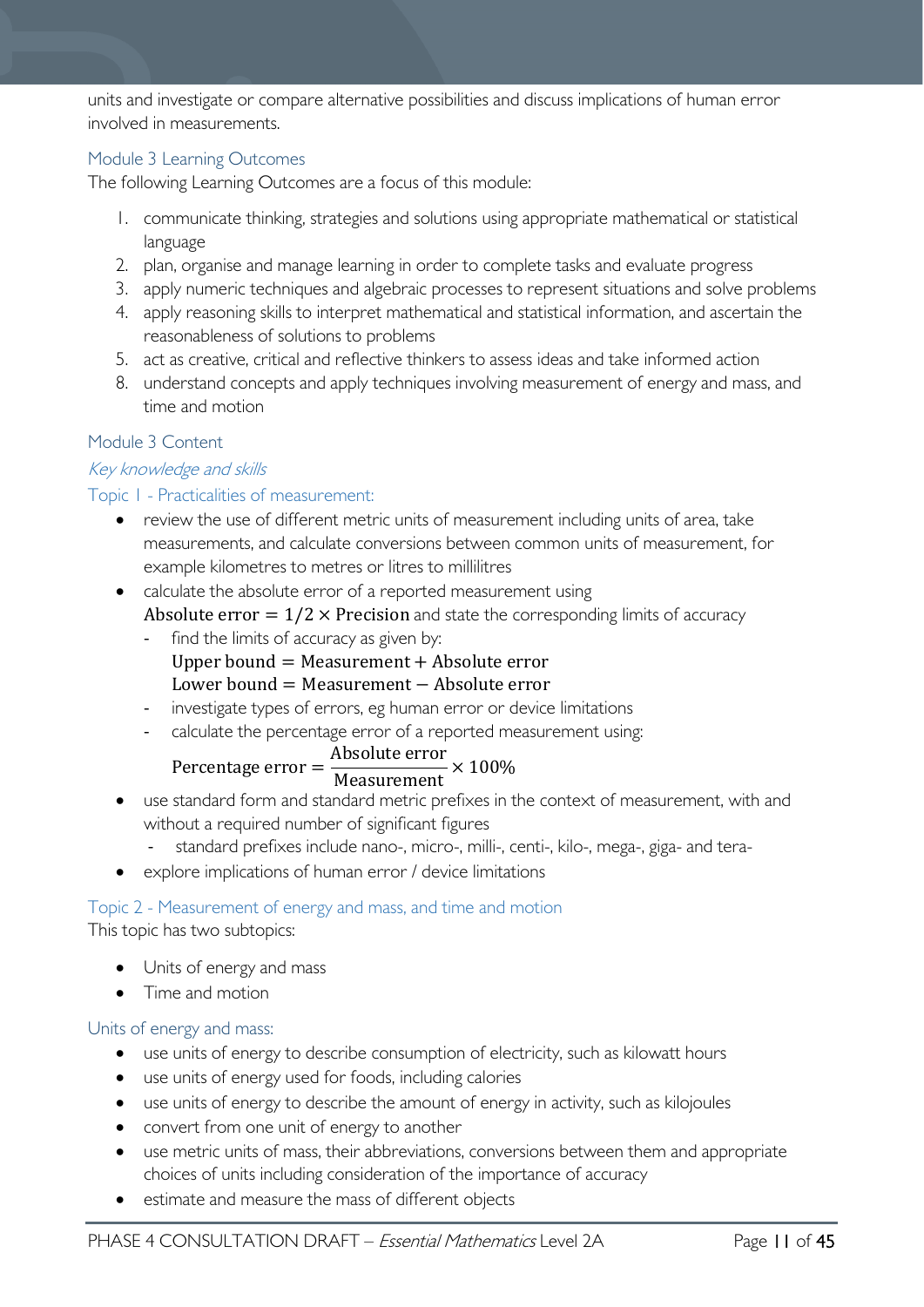units and investigate or compare alternative possibilities and discuss implications of human error involved in measurements.

## Module 3 Learning Outcomes

The following Learning Outcomes are a focus of this module:

1. communicate thinking, strategies and solutions using appropriate mathematical or statistical language
2. plan, organise and manage learning in order to complete tasks and evaluate progress
3. apply numeric techniques and algebraic processes to represent situations and solve problems
4. apply reasoning skills to interpret mathematical and statistical information, and ascertain the reasonableness of solutions to problems
5. act as creative, critical and reflective thinkers to assess ideas and take informed action
8. understand concepts and apply techniques involving measurement of energy and mass, and time and motion

## Module 3 Content

### *Key knowledge and skills*

### Topic 1 - Practicalities of measurement:

- review the use of different metric units of measurement including units of area, take measurements, and calculate conversions between common units of measurement, for example kilometres to metres or litres to millilitres
- calculate the absolute error of a reported measurement using $\text{Absolute error} = 1/2 \times \text{Precision}$ and state the corresponding limits of accuracy
  - find the limits of accuracy as given by:
    $\text{Upper bound} = \text{Measurement} + \text{Absolute error}$
    $\text{Lower bound} = \text{Measurement} - \text{Absolute error}$
  - investigate types of errors, eg human error or device limitations
  - calculate the percentage error of a reported measurement using:
    $$\text{Percentage error} = \frac{\text{Absolute error}}{\text{Measurement}} \times 100\%$$
- use standard form and standard metric prefixes in the context of measurement, with and without a required number of significant figures
  - standard prefixes include nano-, micro-, milli-, centi-, kilo-, mega-, giga- and tera-
- explore implications of human error / device limitations

### Topic 2 - Measurement of energy and mass, and time and motion

This topic has two subtopics:

- Units of energy and mass
- Time and motion

### Units of energy and mass:

- use units of energy to describe consumption of electricity, such as kilowatt hours
- use units of energy used for foods, including calories
- use units of energy to describe the amount of energy in activity, such as kilojoules
- convert from one unit of energy to another
- use metric units of mass, their abbreviations, conversions between them and appropriate choices of units including consideration of the importance of accuracy
- estimate and measure the mass of different objects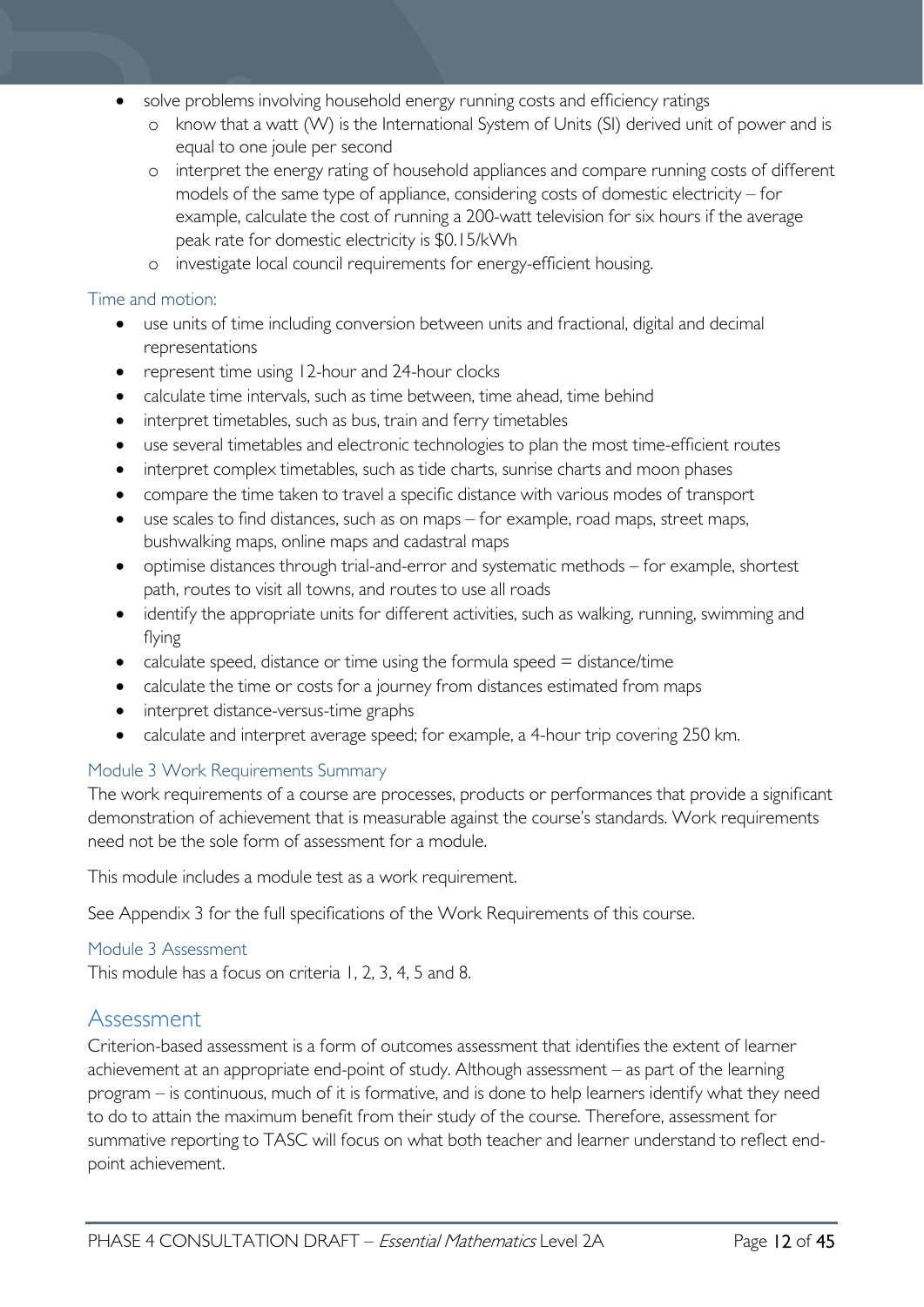- solve problems involving household energy running costs and efficiency ratings
  - know that a watt (W) is the International System of Units (SI) derived unit of power and is equal to one joule per second
  - interpret the energy rating of household appliances and compare running costs of different models of the same type of appliance, considering costs of domestic electricity – for example, calculate the cost of running a 200-watt television for six hours if the average peak rate for domestic electricity is $0.15/kWh
  - investigate local council requirements for energy-efficient housing.

### Time and motion:

- use units of time including conversion between units and fractional, digital and decimal representations
- represent time using 12-hour and 24-hour clocks
- calculate time intervals, such as time between, time ahead, time behind
- interpret timetables, such as bus, train and ferry timetables
- use several timetables and electronic technologies to plan the most time-efficient routes
- interpret complex timetables, such as tide charts, sunrise charts and moon phases
- compare the time taken to travel a specific distance with various modes of transport
- use scales to find distances, such as on maps – for example, road maps, street maps, bushwalking maps, online maps and cadastral maps
- optimise distances through trial-and-error and systematic methods – for example, shortest path, routes to visit all towns, and routes to use all roads
- identify the appropriate units for different activities, such as walking, running, swimming and flying
- calculate speed, distance or time using the formula speed = distance/time
- calculate the time or costs for a journey from distances estimated from maps
- interpret distance-versus-time graphs
- calculate and interpret average speed; for example, a 4-hour trip covering 250 km.

### Module 3 Work Requirements Summary

The work requirements of a course are processes, products or performances that provide a significant demonstration of achievement that is measurable against the course's standards. Work requirements need not be the sole form of assessment for a module.

This module includes a module test as a work requirement.

See Appendix 3 for the full specifications of the Work Requirements of this course.

### Module 3 Assessment

This module has a focus on criteria 1, 2, 3, 4, 5 and 8.

## Assessment

Criterion-based assessment is a form of outcomes assessment that identifies the extent of learner achievement at an appropriate end-point of study. Although assessment – as part of the learning program – is continuous, much of it is formative, and is done to help learners identify what they need to do to attain the maximum benefit from their study of the course. Therefore, assessment for summative reporting to TASC will focus on what both teacher and learner understand to reflect end-point achievement.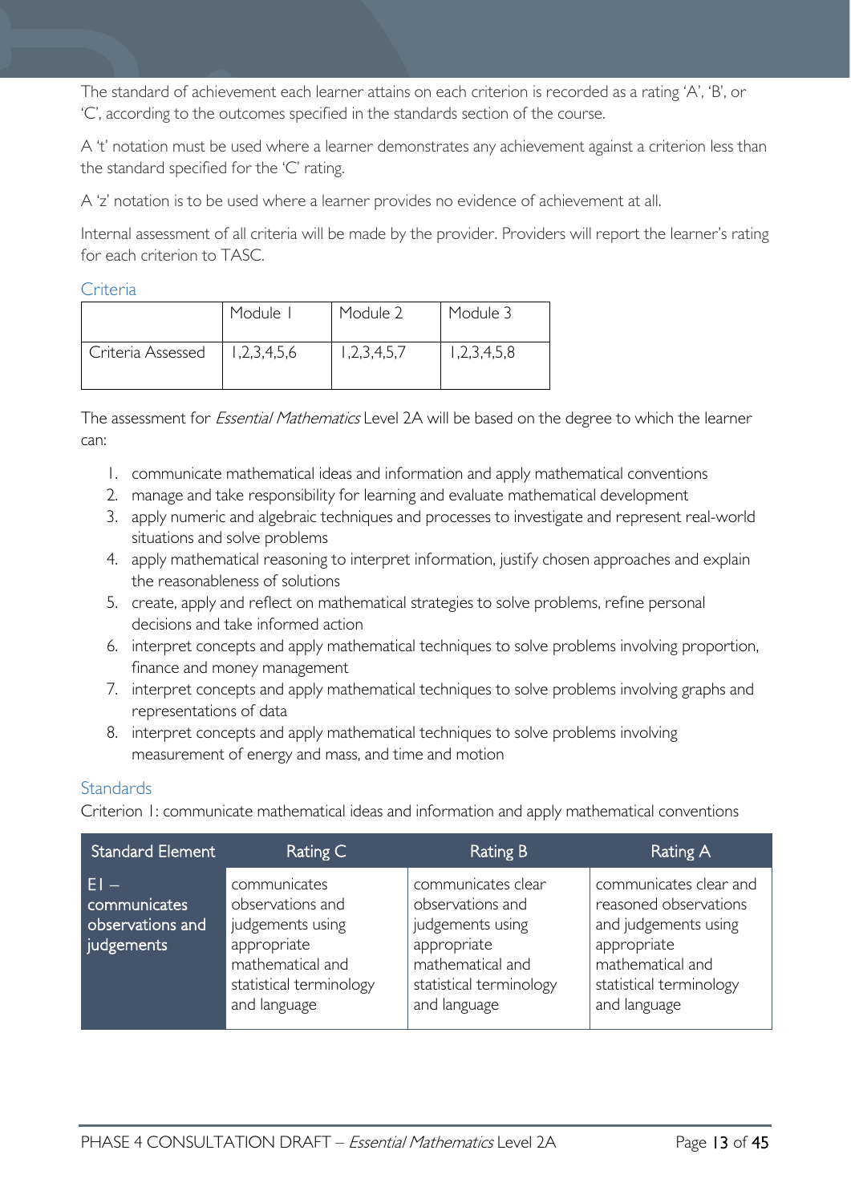The standard of achievement each learner attains on each criterion is recorded as a rating 'A', 'B', or 'C', according to the outcomes specified in the standards section of the course.

A 't' notation must be used where a learner demonstrates any achievement against a criterion less than the standard specified for the 'C' rating.

A 'z' notation is to be used where a learner provides no evidence of achievement at all.

Internal assessment of all criteria will be made by the provider. Providers will report the learner's rating for each criterion to TASC.

### Criteria

| | Module 1 | Module 2 | Module 3 |
|---|---|---|---|
| Criteria Assessed | 1,2,3,4,5,6 | 1,2,3,4,5,7 | 1,2,3,4,5,8 |

The assessment for *Essential Mathematics* Level 2A will be based on the degree to which the learner can:

1. communicate mathematical ideas and information and apply mathematical conventions
2. manage and take responsibility for learning and evaluate mathematical development
3. apply numeric and algebraic techniques and processes to investigate and represent real-world situations and solve problems
4. apply mathematical reasoning to interpret information, justify chosen approaches and explain the reasonableness of solutions
5. create, apply and reflect on mathematical strategies to solve problems, refine personal decisions and take informed action
6. interpret concepts and apply mathematical techniques to solve problems involving proportion, finance and money management
7. interpret concepts and apply mathematical techniques to solve problems involving graphs and representations of data
8. interpret concepts and apply mathematical techniques to solve problems involving measurement of energy and mass, and time and motion

### Standards

Criterion 1: communicate mathematical ideas and information and apply mathematical conventions

| Standard Element | Rating C | Rating B | Rating A |
|---|---|---|---|
| E1 – communicates observations and judgements | communicates observations and judgements using appropriate mathematical and statistical terminology and language | communicates clear observations and judgements using appropriate mathematical and statistical terminology and language | communicates clear and reasoned observations and judgements using appropriate mathematical and statistical terminology and language |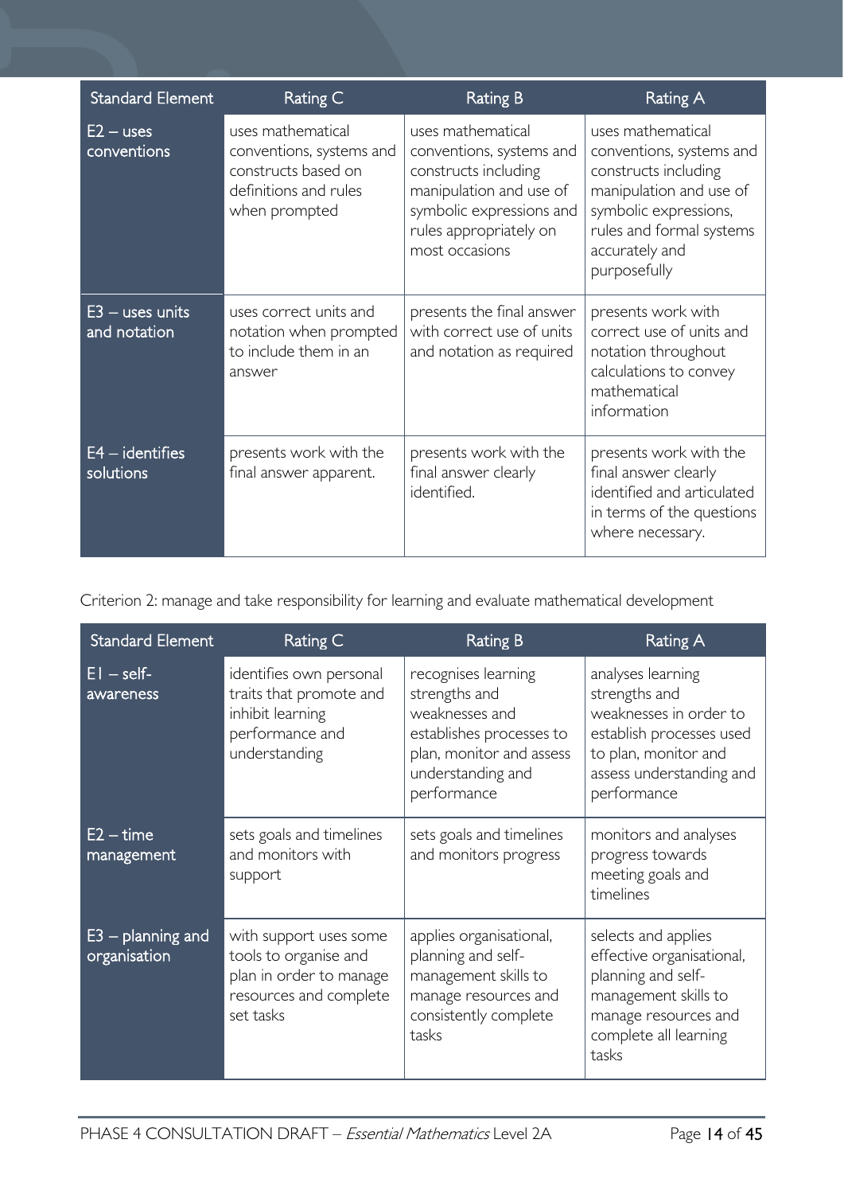| Standard Element | Rating C | Rating B | Rating A |
| --- | --- | --- | --- |
| E2 – uses conventions | uses mathematical conventions, systems and constructs based on definitions and rules when prompted | uses mathematical conventions, systems and constructs including manipulation and use of symbolic expressions and rules appropriately on most occasions | uses mathematical conventions, systems and constructs including manipulation and use of symbolic expressions, rules and formal systems accurately and purposefully |
| E3 – uses units and notation | uses correct units and notation when prompted to include them in an answer | presents the final answer with correct use of units and notation as required | presents work with correct use of units and notation throughout calculations to convey mathematical information |
| E4 – identifies solutions | presents work with the final answer apparent. | presents work with the final answer clearly identified. | presents work with the final answer clearly identified and articulated in terms of the questions where necessary. |

Criterion 2: manage and take responsibility for learning and evaluate mathematical development

| Standard Element | Rating C | Rating B | Rating A |
| --- | --- | --- | --- |
| E1 – self-awareness | identifies own personal traits that promote and inhibit learning performance and understanding | recognises learning strengths and weaknesses and establishes processes to plan, monitor and assess understanding and performance | analyses learning strengths and weaknesses in order to establish processes used to plan, monitor and assess understanding and performance |
| E2 – time management | sets goals and timelines and monitors with support | sets goals and timelines and monitors progress | monitors and analyses progress towards meeting goals and timelines |
| E3 – planning and organisation | with support uses some tools to organise and plan in order to manage resources and complete set tasks | applies organisational, planning and self-management skills to manage resources and consistently complete tasks | selects and applies effective organisational, planning and self-management skills to manage resources and complete all learning tasks |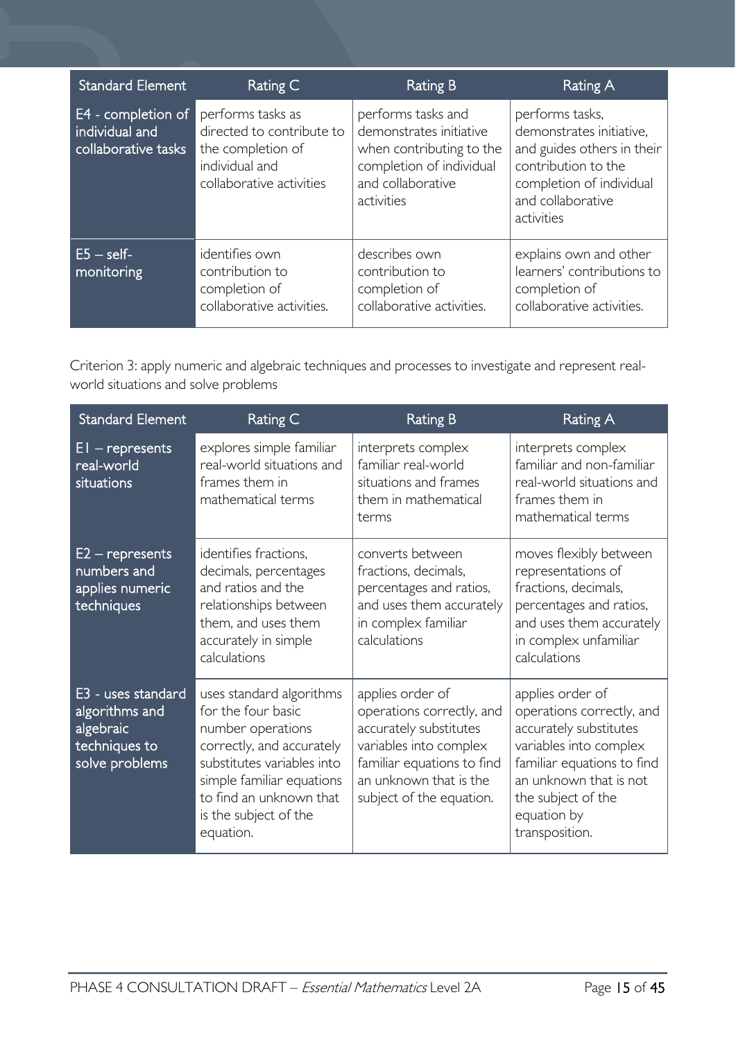| Standard Element | Rating C | Rating B | Rating A |
|---|---|---|---|
| E4 - completion of individual and collaborative tasks | performs tasks as directed to contribute to the completion of individual and collaborative activities | performs tasks and demonstrates initiative when contributing to the completion of individual and collaborative activities | performs tasks, demonstrates initiative, and guides others in their contribution to the completion of individual and collaborative activities |
| E5 – self-monitoring | identifies own contribution to completion of collaborative activities. | describes own contribution to completion of collaborative activities. | explains own and other learners' contributions to completion of collaborative activities. |

Criterion 3: apply numeric and algebraic techniques and processes to investigate and represent real-world situations and solve problems

| Standard Element | Rating C | Rating B | Rating A |
|---|---|---|---|
| E1 – represents real-world situations | explores simple familiar real-world situations and frames them in mathematical terms | interprets complex familiar real-world situations and frames them in mathematical terms | interprets complex familiar and non-familiar real-world situations and frames them in mathematical terms |
| E2 – represents numbers and applies numeric techniques | identifies fractions, decimals, percentages and ratios and the relationships between them, and uses them accurately in simple calculations | converts between fractions, decimals, percentages and ratios, and uses them accurately in complex familiar calculations | moves flexibly between representations of fractions, decimals, percentages and ratios, and uses them accurately in complex unfamiliar calculations |
| E3 - uses standard algorithms and algebraic techniques to solve problems | uses standard algorithms for the four basic number operations correctly, and accurately substitutes variables into simple familiar equations to find an unknown that is the subject of the equation. | applies order of operations correctly, and accurately substitutes variables into complex familiar equations to find an unknown that is the subject of the equation. | applies order of operations correctly, and accurately substitutes variables into complex familiar equations to find an unknown that is not the subject of the equation by transposition. |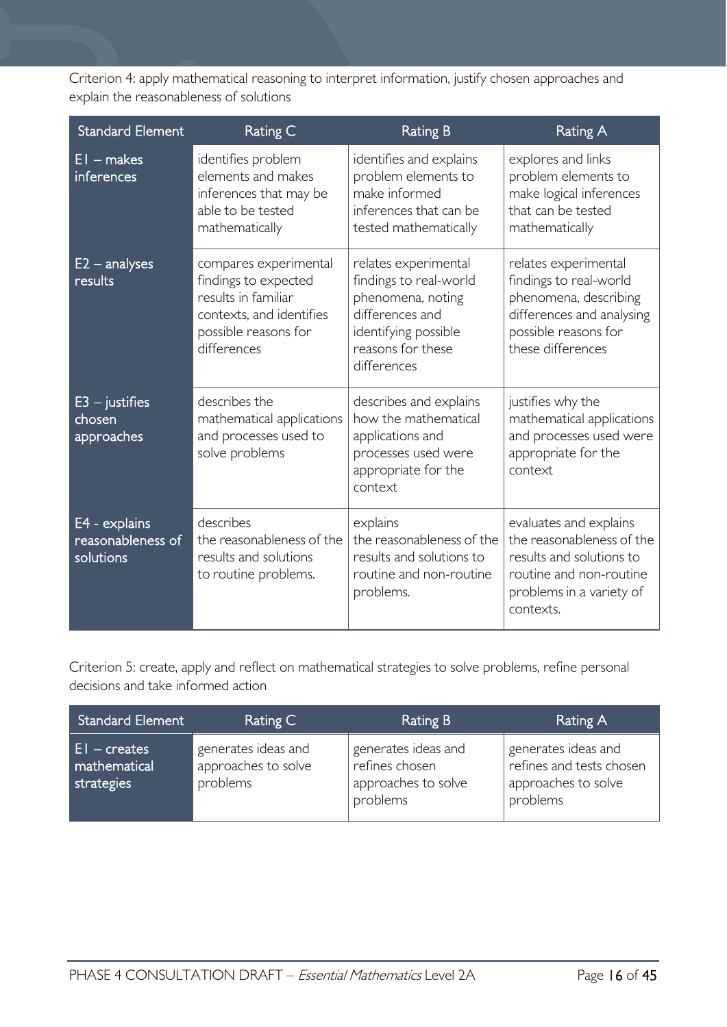Criterion 4: apply mathematical reasoning to interpret information, justify chosen approaches and explain the reasonableness of solutions

| Standard Element | Rating C | Rating B | Rating A |
|---|---|---|---|
| E1 – makes inferences | identifies problem elements and makes inferences that may be able to be tested mathematically | identifies and explains problem elements to make informed inferences that can be tested mathematically | explores and links problem elements to make logical inferences that can be tested mathematically |
| E2 – analyses results | compares experimental findings to expected results in familiar contexts, and identifies possible reasons for differences | relates experimental findings to real-world phenomena, noting differences and identifying possible reasons for these differences | relates experimental findings to real-world phenomena, describing differences and analysing possible reasons for these differences |
| E3 – justifies chosen approaches | describes the mathematical applications and processes used to solve problems | describes and explains how the mathematical applications and processes used were appropriate for the context | justifies why the mathematical applications and processes used were appropriate for the context |
| E4 - explains reasonableness of solutions | describes the reasonableness of the results and solutions to routine problems. | explains the reasonableness of the results and solutions to routine and non-routine problems. | evaluates and explains the reasonableness of the results and solutions to routine and non-routine problems in a variety of contexts. |

Criterion 5: create, apply and reflect on mathematical strategies to solve problems, refine personal decisions and take informed action

| Standard Element | Rating C | Rating B | Rating A |
|---|---|---|---|
| E1 – creates mathematical strategies | generates ideas and approaches to solve problems | generates ideas and refines chosen approaches to solve problems | generates ideas and refines and tests chosen approaches to solve problems |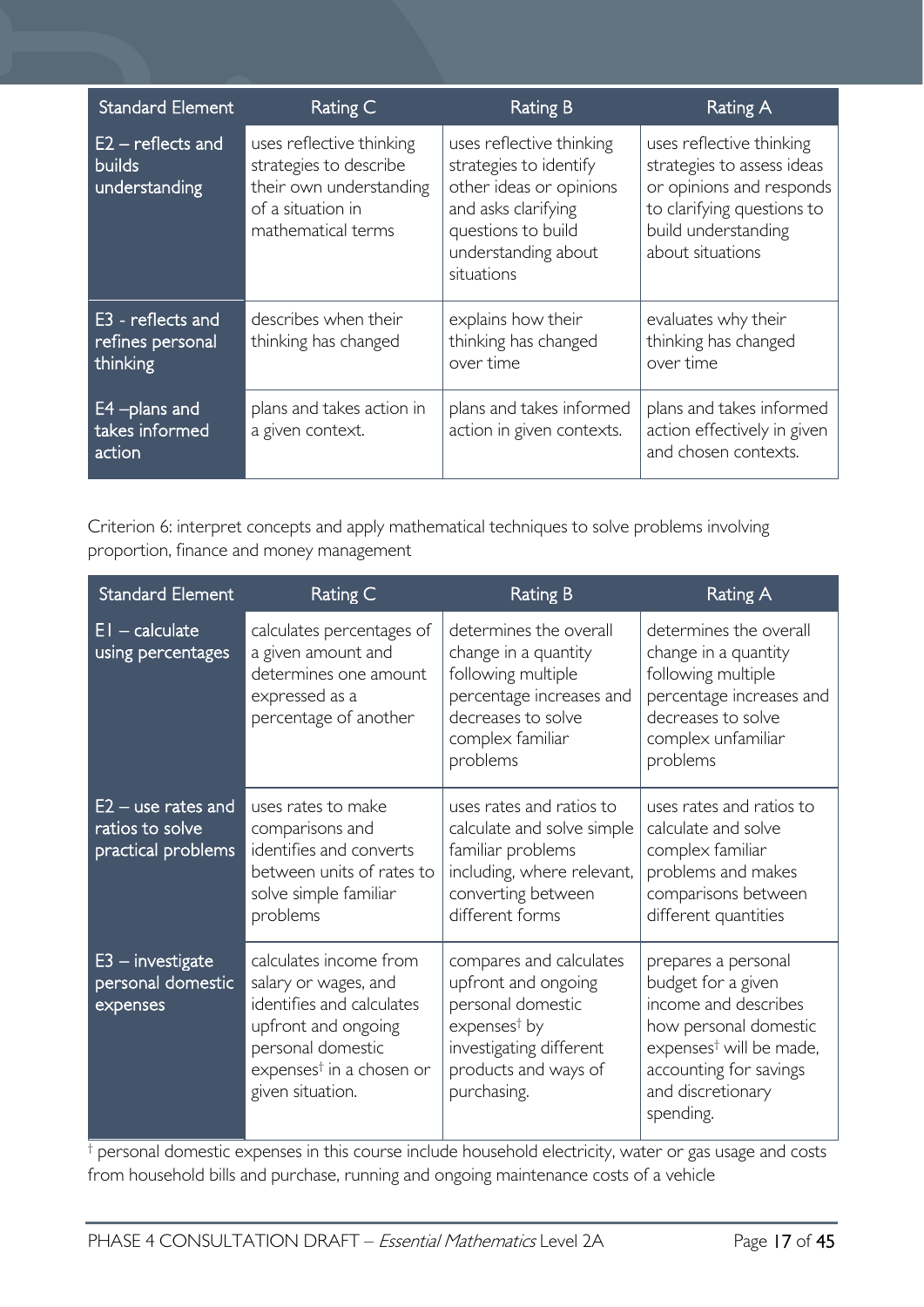| Standard Element | Rating C | Rating B | Rating A |
|---|---|---|---|
| E2 – reflects and builds understanding | uses reflective thinking strategies to describe their own understanding of a situation in mathematical terms | uses reflective thinking strategies to identify other ideas or opinions and asks clarifying questions to build understanding about situations | uses reflective thinking strategies to assess ideas or opinions and responds to clarifying questions to build understanding about situations |
| E3 - reflects and refines personal thinking | describes when their thinking has changed | explains how their thinking has changed over time | evaluates why their thinking has changed over time |
| E4 –plans and takes informed action | plans and takes action in a given context. | plans and takes informed action in given contexts. | plans and takes informed action effectively in given and chosen contexts. |

Criterion 6: interpret concepts and apply mathematical techniques to solve problems involving proportion, finance and money management

| Standard Element | Rating C | Rating B | Rating A |
|---|---|---|---|
| E1 – calculate using percentages | calculates percentages of a given amount and determines one amount expressed as a percentage of another | determines the overall change in a quantity following multiple percentage increases and decreases to solve complex familiar problems | determines the overall change in a quantity following multiple percentage increases and decreases to solve complex unfamiliar problems |
| E2 – use rates and ratios to solve practical problems | uses rates to make comparisons and identifies and converts between units of rates to solve simple familiar problems | uses rates and ratios to calculate and solve simple familiar problems including, where relevant, converting between different forms | uses rates and ratios to calculate and solve complex familiar problems and makes comparisons between different quantities |
| E3 – investigate personal domestic expenses | calculates income from salary or wages, and identifies and calculates upfront and ongoing personal domestic expenses† in a chosen or given situation. | compares and calculates upfront and ongoing personal domestic expenses† by investigating different products and ways of purchasing. | prepares a personal budget for a given income and describes how personal domestic expenses† will be made, accounting for savings and discretionary spending. |

† personal domestic expenses in this course include household electricity, water or gas usage and costs from household bills and purchase, running and ongoing maintenance costs of a vehicle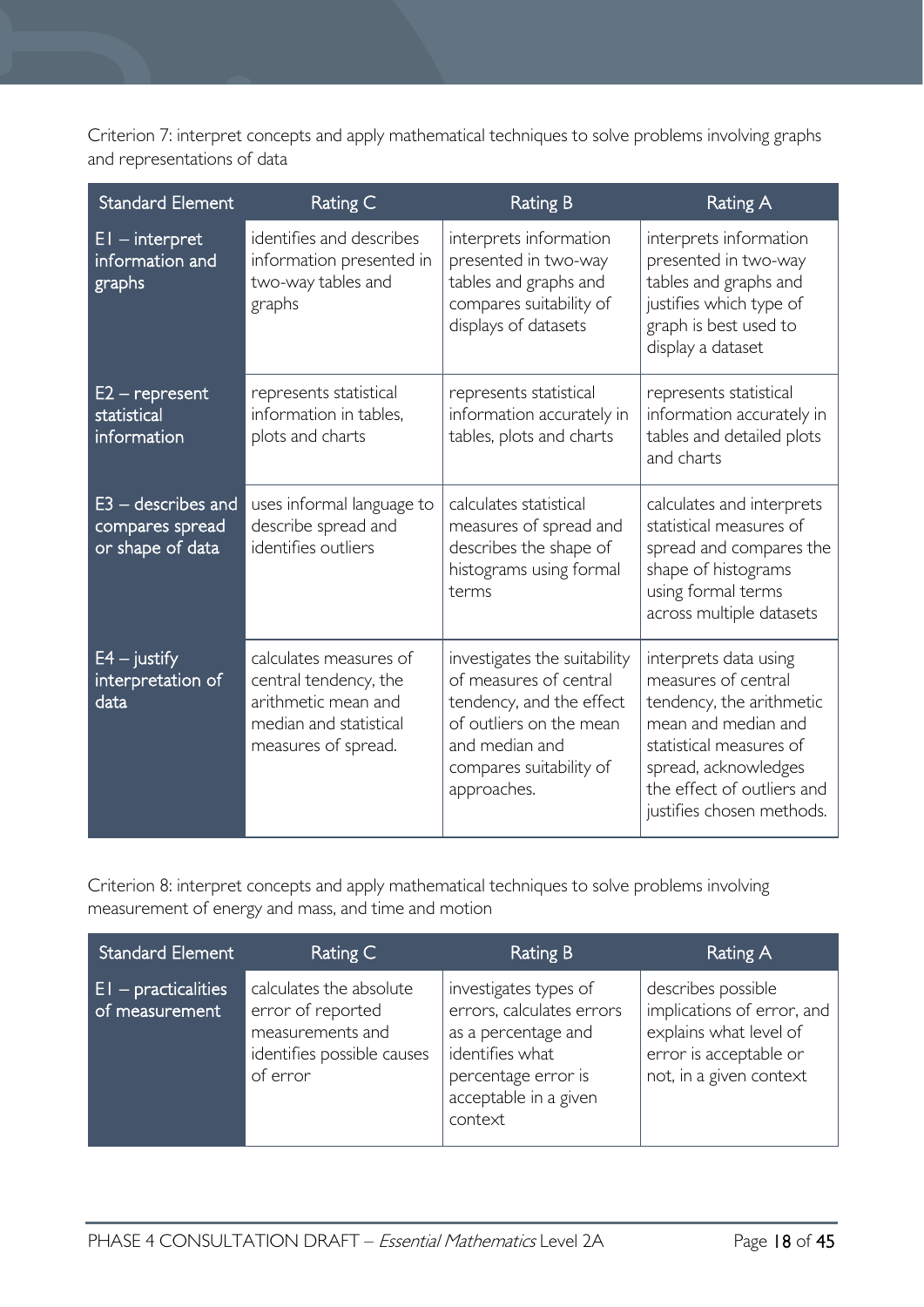Criterion 7: interpret concepts and apply mathematical techniques to solve problems involving graphs and representations of data

| Standard Element | Rating C | Rating B | Rating A |
| --- | --- | --- | --- |
| E1 – interpret information and graphs | identifies and describes information presented in two-way tables and graphs | interprets information presented in two-way tables and graphs and compares suitability of displays of datasets | interprets information presented in two-way tables and graphs and justifies which type of graph is best used to display a dataset |
| E2 – represent statistical information | represents statistical information in tables, plots and charts | represents statistical information accurately in tables, plots and charts | represents statistical information accurately in tables and detailed plots and charts |
| E3 – describes and compares spread or shape of data | uses informal language to describe spread and identifies outliers | calculates statistical measures of spread and describes the shape of histograms using formal terms | calculates and interprets statistical measures of spread and compares the shape of histograms using formal terms across multiple datasets |
| E4 – justify interpretation of data | calculates measures of central tendency, the arithmetic mean and median and statistical measures of spread. | investigates the suitability of measures of central tendency, and the effect of outliers on the mean and median and compares suitability of approaches. | interprets data using measures of central tendency, the arithmetic mean and median and statistical measures of spread, acknowledges the effect of outliers and justifies chosen methods. |

Criterion 8: interpret concepts and apply mathematical techniques to solve problems involving measurement of energy and mass, and time and motion

| Standard Element | Rating C | Rating B | Rating A |
| --- | --- | --- | --- |
| E1 – practicalities of measurement | calculates the absolute error of reported measurements and identifies possible causes of error | investigates types of errors, calculates errors as a percentage and identifies what percentage error is acceptable in a given context | describes possible implications of error, and explains what level of error is acceptable or not, in a given context |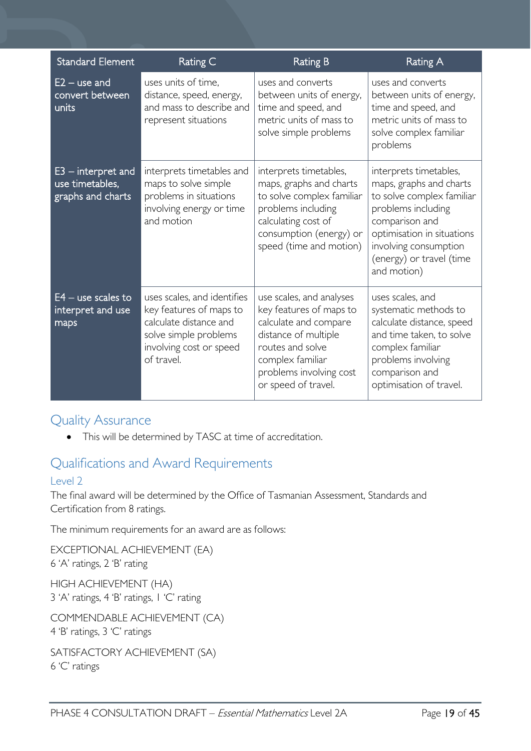| Standard Element | Rating C | Rating B | Rating A |
| --- | --- | --- | --- |
| E2 – use and convert between units | uses units of time, distance, speed, energy, and mass to describe and represent situations | uses and converts between units of energy, time and speed, and metric units of mass to solve simple problems | uses and converts between units of energy, time and speed, and metric units of mass to solve complex familiar problems |
| E3 – interpret and use timetables, graphs and charts | interprets timetables and maps to solve simple problems in situations involving energy or time and motion | interprets timetables, maps, graphs and charts to solve complex familiar problems including calculating cost of consumption (energy) or speed (time and motion) | interprets timetables, maps, graphs and charts to solve complex familiar problems including comparison and optimisation in situations involving consumption (energy) or travel (time and motion) |
| E4 – use scales to interpret and use maps | uses scales, and identifies key features of maps to calculate distance and solve simple problems involving cost or speed of travel. | use scales, and analyses key features of maps to calculate and compare distance of multiple routes and solve complex familiar problems involving cost or speed of travel. | uses scales, and systematic methods to calculate distance, speed and time taken, to solve complex familiar problems involving comparison and optimisation of travel. |

## Quality Assurance

- This will be determined by TASC at time of accreditation.

## Qualifications and Award Requirements

### Level 2

The final award will be determined by the Office of Tasmanian Assessment, Standards and Certification from 8 ratings.

The minimum requirements for an award are as follows:

EXCEPTIONAL ACHIEVEMENT (EA)
6 'A' ratings, 2 'B' rating

HIGH ACHIEVEMENT (HA)
3 'A' ratings, 4 'B' ratings, 1 'C' rating

COMMENDABLE ACHIEVEMENT (CA)
4 'B' ratings, 3 'C' ratings

SATISFACTORY ACHIEVEMENT (SA)
6 'C' ratings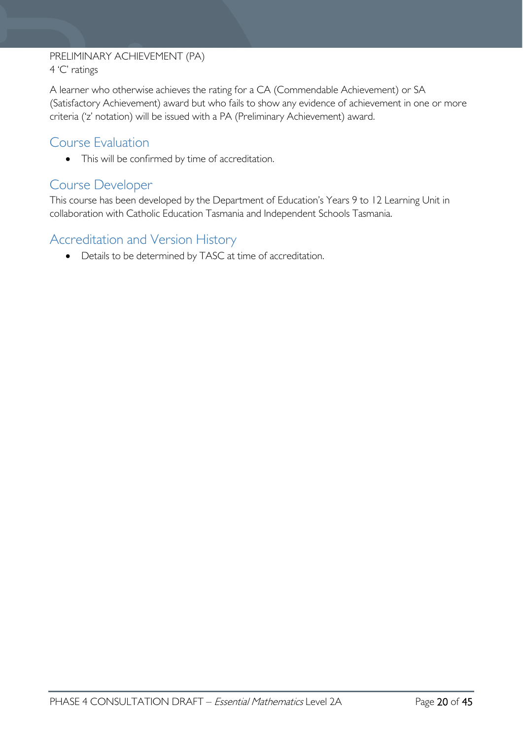PRELIMINARY ACHIEVEMENT (PA)
4 'C' ratings

A learner who otherwise achieves the rating for a CA (Commendable Achievement) or SA (Satisfactory Achievement) award but who fails to show any evidence of achievement in one or more criteria ('z' notation) will be issued with a PA (Preliminary Achievement) award.

## Course Evaluation

- This will be confirmed by time of accreditation.

## Course Developer

This course has been developed by the Department of Education's Years 9 to 12 Learning Unit in collaboration with Catholic Education Tasmania and Independent Schools Tasmania.

## Accreditation and Version History

- Details to be determined by TASC at time of accreditation.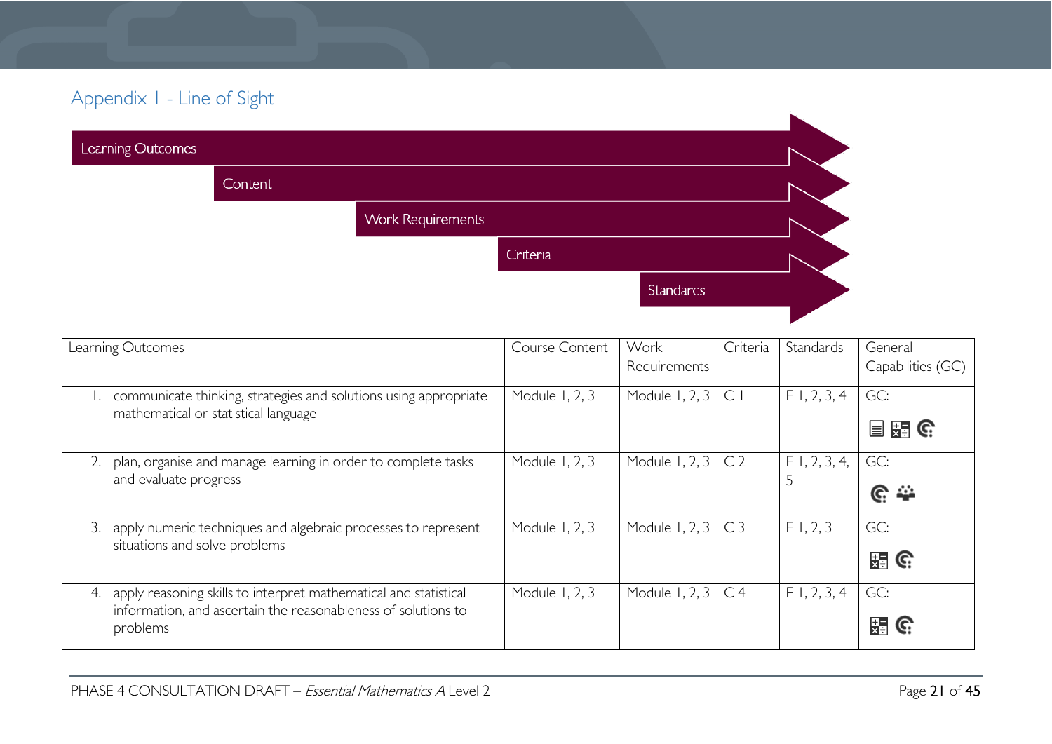## Appendix 1 - Line of Sight

Learning Outcomes

Content

Work Requirements

Criteria

Standards

| Learning Outcomes | Course Content | Work Requirements | Criteria | Standards | General Capabilities (GC) |
|---|---|---|---|---|---|
| 1. communicate thinking, strategies and solutions using appropriate mathematical or statistical language | Module 1, 2, 3 | Module 1, 2, 3 | C 1 | E 1, 2, 3, 4 | GC: |
| 2. plan, organise and manage learning in order to complete tasks and evaluate progress | Module 1, 2, 3 | Module 1, 2, 3 | C 2 | E 1, 2, 3, 4, 5 | GC: |
| 3. apply numeric techniques and algebraic processes to represent situations and solve problems | Module 1, 2, 3 | Module 1, 2, 3 | C 3 | E 1, 2, 3 | GC: |
| 4. apply reasoning skills to interpret mathematical and statistical information, and ascertain the reasonableness of solutions to problems | Module 1, 2, 3 | Module 1, 2, 3 | C 4 | E 1, 2, 3, 4 | GC: |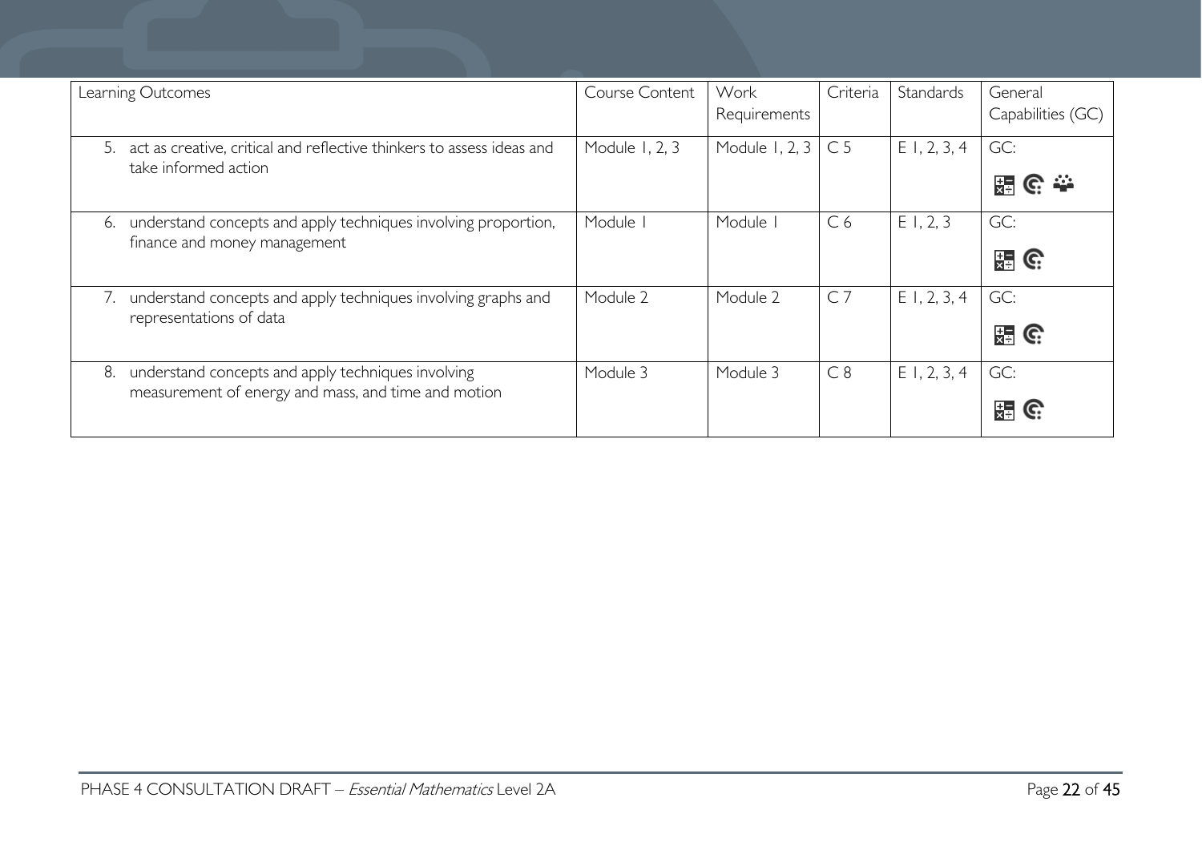| Learning Outcomes | Course Content | Work Requirements | Criteria | Standards | General Capabilities (GC) |
|---|---|---|---|---|---|
| 5. act as creative, critical and reflective thinkers to assess ideas and take informed action | Module 1, 2, 3 | Module 1, 2, 3 | C 5 | E 1, 2, 3, 4 | GC: |
| 6. understand concepts and apply techniques involving proportion, finance and money management | Module 1 | Module 1 | C 6 | E 1, 2, 3 | GC: |
| 7. understand concepts and apply techniques involving graphs and representations of data | Module 2 | Module 2 | C 7 | E 1, 2, 3, 4 | GC: |
| 8. understand concepts and apply techniques involving measurement of energy and mass, and time and motion | Module 3 | Module 3 | C 8 | E 1, 2, 3, 4 | GC: |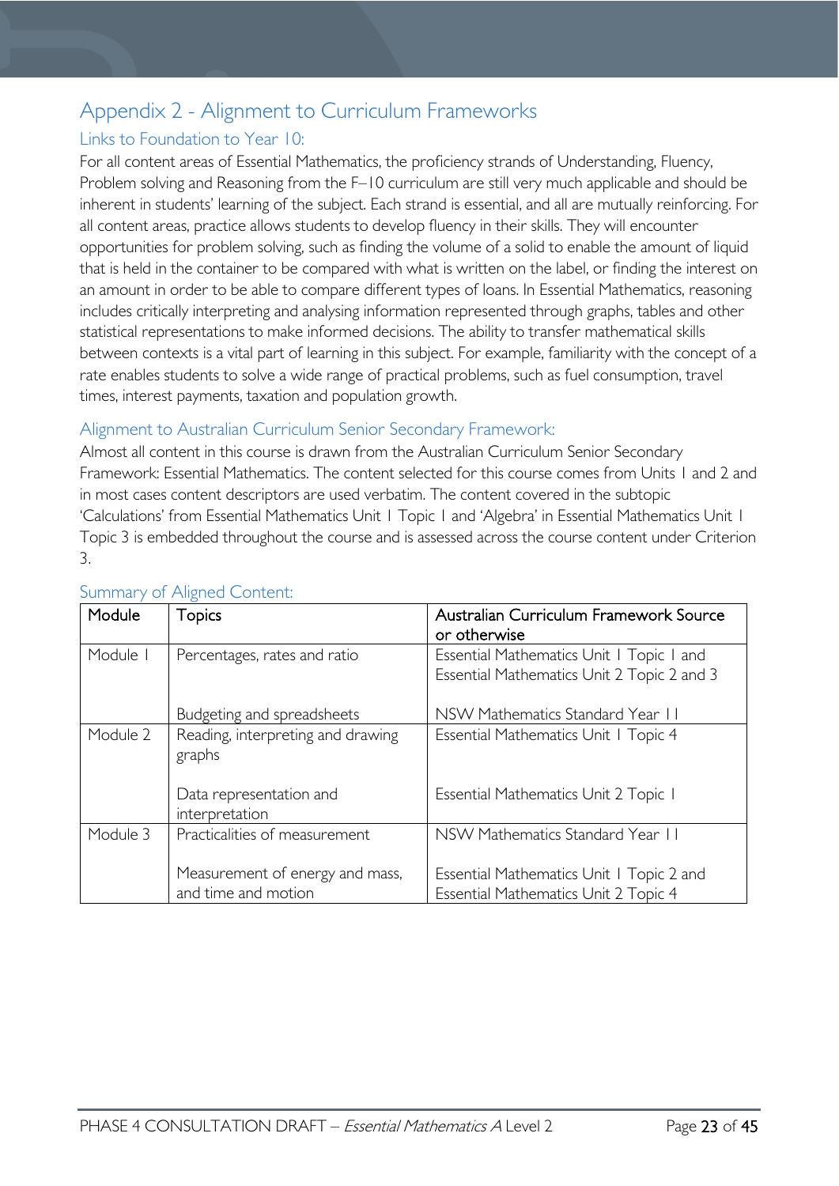# Appendix 2 - Alignment to Curriculum Frameworks

## Links to Foundation to Year 10:

For all content areas of Essential Mathematics, the proficiency strands of Understanding, Fluency, Problem solving and Reasoning from the F–10 curriculum are still very much applicable and should be inherent in students' learning of the subject. Each strand is essential, and all are mutually reinforcing. For all content areas, practice allows students to develop fluency in their skills. They will encounter opportunities for problem solving, such as finding the volume of a solid to enable the amount of liquid that is held in the container to be compared with what is written on the label, or finding the interest on an amount in order to be able to compare different types of loans. In Essential Mathematics, reasoning includes critically interpreting and analysing information represented through graphs, tables and other statistical representations to make informed decisions. The ability to transfer mathematical skills between contexts is a vital part of learning in this subject. For example, familiarity with the concept of a rate enables students to solve a wide range of practical problems, such as fuel consumption, travel times, interest payments, taxation and population growth.

## Alignment to Australian Curriculum Senior Secondary Framework:

Almost all content in this course is drawn from the Australian Curriculum Senior Secondary Framework: Essential Mathematics. The content selected for this course comes from Units 1 and 2 and in most cases content descriptors are used verbatim. The content covered in the subtopic 'Calculations' from Essential Mathematics Unit 1 Topic 1 and 'Algebra' in Essential Mathematics Unit 1 Topic 3 is embedded throughout the course and is assessed across the course content under Criterion 3.

## Summary of Aligned Content:

| Module | Topics | Australian Curriculum Framework Source or otherwise |
|---|---|---|
| Module 1 | Percentages, rates and ratio<br><br>Budgeting and spreadsheets | Essential Mathematics Unit 1 Topic 1 and Essential Mathematics Unit 2 Topic 2 and 3<br><br>NSW Mathematics Standard Year 11 |
| Module 2 | Reading, interpreting and drawing graphs<br><br>Data representation and interpretation | Essential Mathematics Unit 1 Topic 4<br><br>Essential Mathematics Unit 2 Topic 1 |
| Module 3 | Practicalities of measurement<br><br>Measurement of energy and mass, and time and motion | NSW Mathematics Standard Year 11<br><br>Essential Mathematics Unit 1 Topic 2 and Essential Mathematics Unit 2 Topic 4 |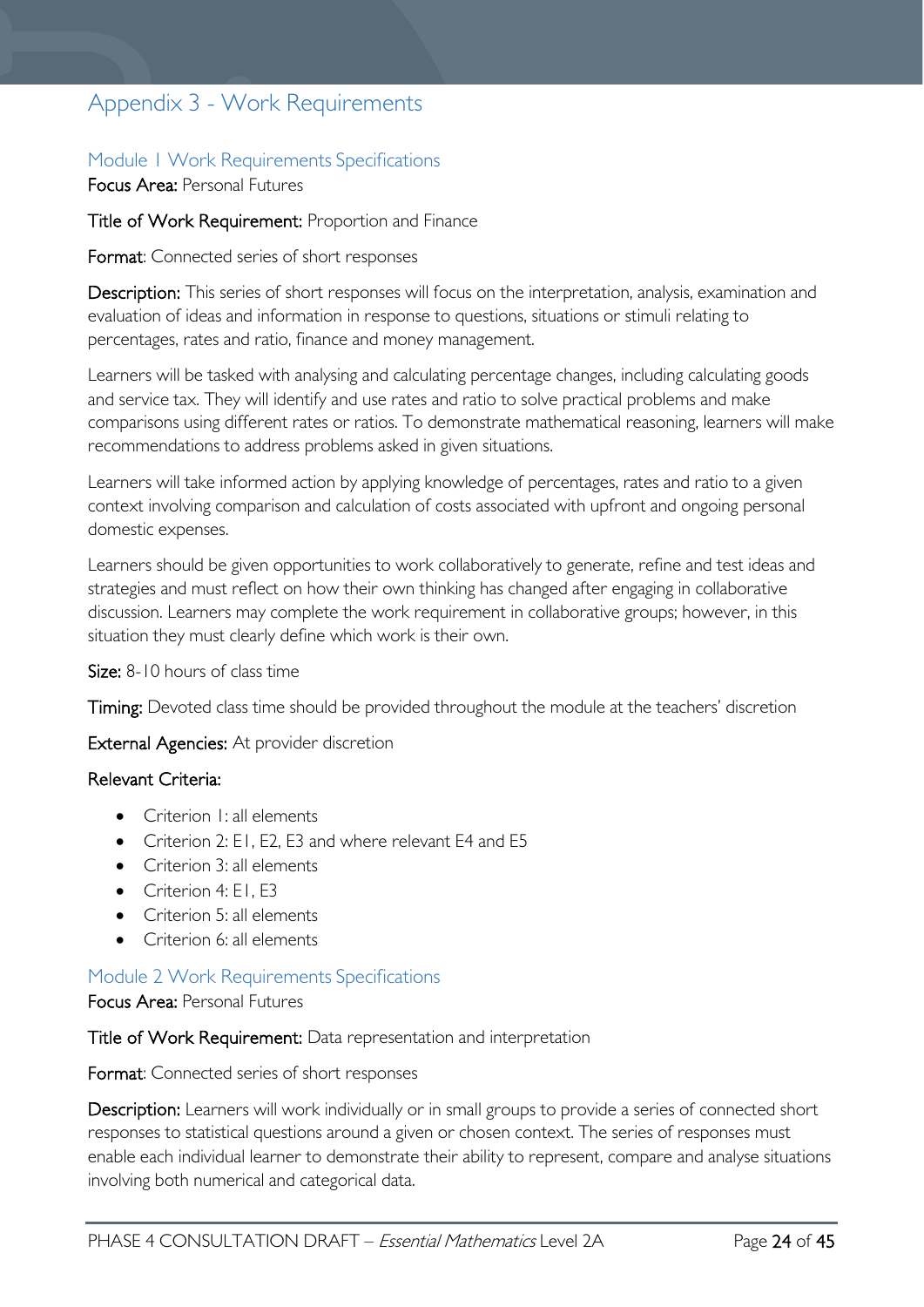# Appendix 3 - Work Requirements

## Module 1 Work Requirements Specifications

**Focus Area:** Personal Futures

**Title of Work Requirement:** Proportion and Finance

**Format**: Connected series of short responses

**Description:** This series of short responses will focus on the interpretation, analysis, examination and evaluation of ideas and information in response to questions, situations or stimuli relating to percentages, rates and ratio, finance and money management.

Learners will be tasked with analysing and calculating percentage changes, including calculating goods and service tax. They will identify and use rates and ratio to solve practical problems and make comparisons using different rates or ratios. To demonstrate mathematical reasoning, learners will make recommendations to address problems asked in given situations.

Learners will take informed action by applying knowledge of percentages, rates and ratio to a given context involving comparison and calculation of costs associated with upfront and ongoing personal domestic expenses.

Learners should be given opportunities to work collaboratively to generate, refine and test ideas and strategies and must reflect on how their own thinking has changed after engaging in collaborative discussion. Learners may complete the work requirement in collaborative groups; however, in this situation they must clearly define which work is their own.

**Size:** 8-10 hours of class time

**Timing:** Devoted class time should be provided throughout the module at the teachers' discretion

**External Agencies:** At provider discretion

**Relevant Criteria:**

- Criterion 1: all elements
- Criterion 2: E1, E2, E3 and where relevant E4 and E5
- Criterion 3: all elements
- Criterion 4: E1, E3
- Criterion 5: all elements
- Criterion 6: all elements

## Module 2 Work Requirements Specifications

**Focus Area:** Personal Futures

**Title of Work Requirement:** Data representation and interpretation

**Format**: Connected series of short responses

**Description:** Learners will work individually or in small groups to provide a series of connected short responses to statistical questions around a given or chosen context. The series of responses must enable each individual learner to demonstrate their ability to represent, compare and analyse situations involving both numerical and categorical data.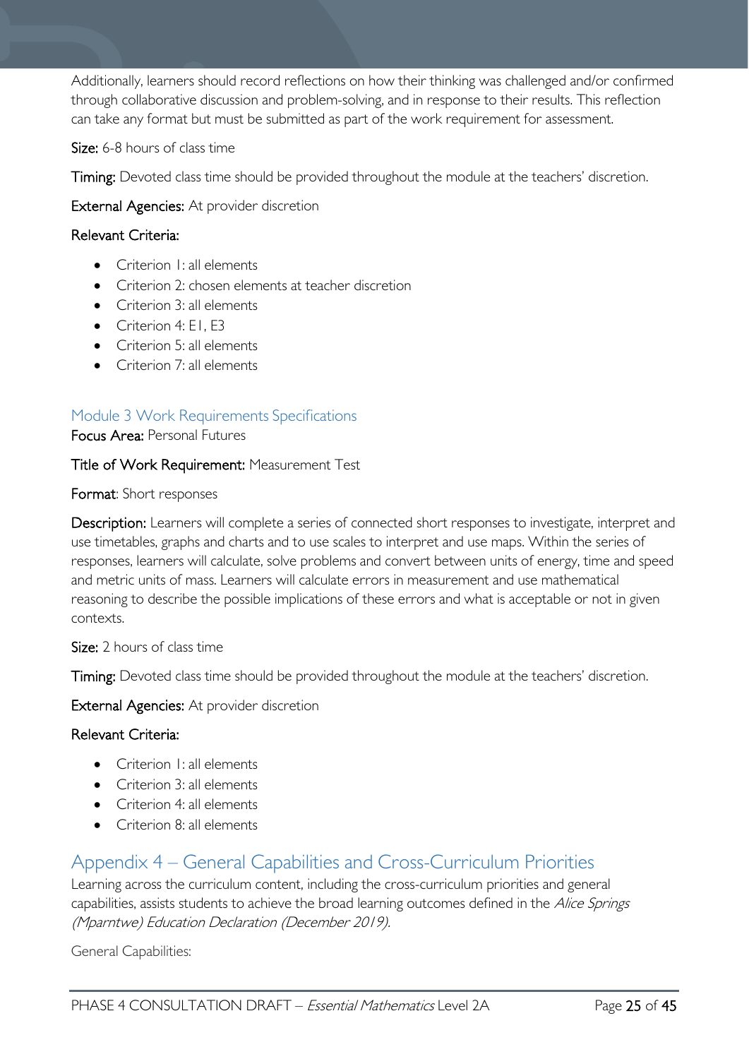Additionally, learners should record reflections on how their thinking was challenged and/or confirmed through collaborative discussion and problem-solving, and in response to their results. This reflection can take any format but must be submitted as part of the work requirement for assessment.

**Size:** 6-8 hours of class time

**Timing:** Devoted class time should be provided throughout the module at the teachers' discretion.

**External Agencies:** At provider discretion

**Relevant Criteria:**

- Criterion 1: all elements
- Criterion 2: chosen elements at teacher discretion
- Criterion 3: all elements
- Criterion 4: E1, E3
- Criterion 5: all elements
- Criterion 7: all elements

### Module 3 Work Requirements Specifications

**Focus Area:** Personal Futures

**Title of Work Requirement:** Measurement Test

**Format**: Short responses

**Description:** Learners will complete a series of connected short responses to investigate, interpret and use timetables, graphs and charts and to use scales to interpret and use maps. Within the series of responses, learners will calculate, solve problems and convert between units of energy, time and speed and metric units of mass. Learners will calculate errors in measurement and use mathematical reasoning to describe the possible implications of these errors and what is acceptable or not in given contexts.

**Size:** 2 hours of class time

**Timing:** Devoted class time should be provided throughout the module at the teachers' discretion.

**External Agencies:** At provider discretion

**Relevant Criteria:**

- Criterion 1: all elements
- Criterion 3: all elements
- Criterion 4: all elements
- Criterion 8: all elements

## Appendix 4 – General Capabilities and Cross-Curriculum Priorities

Learning across the curriculum content, including the cross-curriculum priorities and general capabilities, assists students to achieve the broad learning outcomes defined in the *Alice Springs (Mparntwe) Education Declaration (December 2019).*

General Capabilities: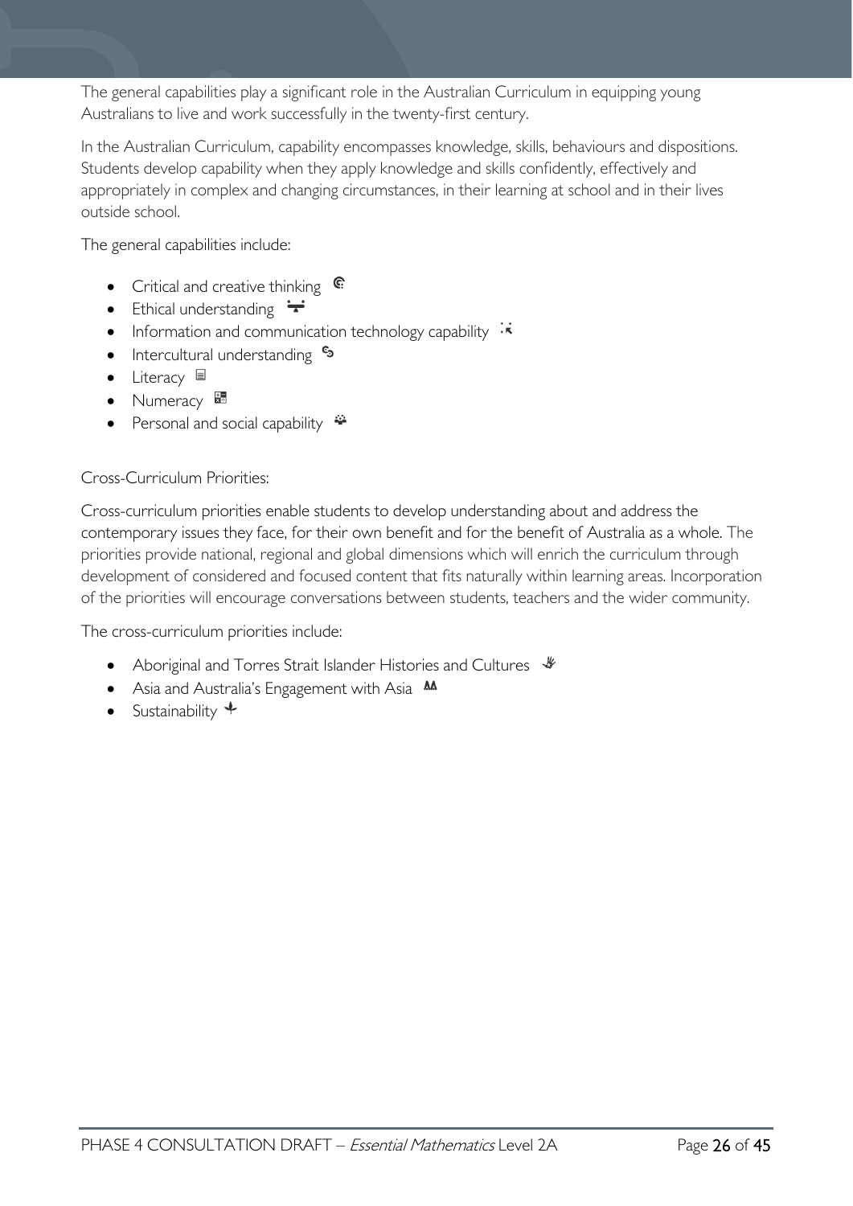The general capabilities play a significant role in the Australian Curriculum in equipping young Australians to live and work successfully in the twenty-first century.

In the Australian Curriculum, capability encompasses knowledge, skills, behaviours and dispositions. Students develop capability when they apply knowledge and skills confidently, effectively and appropriately in complex and changing circumstances, in their learning at school and in their lives outside school.

The general capabilities include:

- Critical and creative thinking
- Ethical understanding
- Information and communication technology capability
- Intercultural understanding
- Literacy
- Numeracy
- Personal and social capability

Cross-Curriculum Priorities:

Cross-curriculum priorities enable students to develop understanding about and address the contemporary issues they face, for their own benefit and for the benefit of Australia as a whole. The priorities provide national, regional and global dimensions which will enrich the curriculum through development of considered and focused content that fits naturally within learning areas. Incorporation of the priorities will encourage conversations between students, teachers and the wider community.

The cross-curriculum priorities include:

- Aboriginal and Torres Strait Islander Histories and Cultures
- Asia and Australia's Engagement with Asia
- Sustainability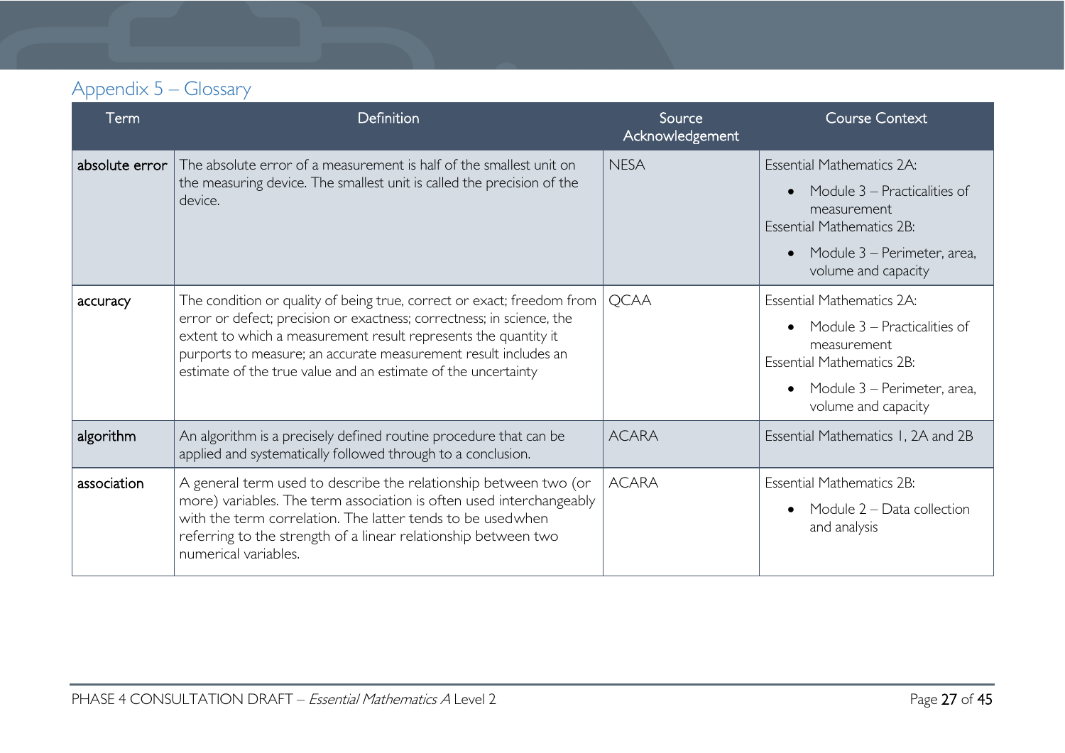## Appendix 5 – Glossary

| Term | Definition | Source Acknowledgement | Course Context |
|---|---|---|---|
| **absolute error** | The absolute error of a measurement is half of the smallest unit on the measuring device. The smallest unit is called the precision of the device. | NESA | Essential Mathematics 2A:<br>• Module 3 – Practicalities of measurement<br>Essential Mathematics 2B:<br>• Module 3 – Perimeter, area, volume and capacity |
| **accuracy** | The condition or quality of being true, correct or exact; freedom from error or defect; precision or exactness; correctness; in science, the extent to which a measurement result represents the quantity it purports to measure; an accurate measurement result includes an estimate of the true value and an estimate of the uncertainty | QCAA | Essential Mathematics 2A:<br>• Module 3 – Practicalities of measurement<br>Essential Mathematics 2B:<br>• Module 3 – Perimeter, area, volume and capacity |
| **algorithm** | An algorithm is a precisely defined routine procedure that can be applied and systematically followed through to a conclusion. | ACARA | Essential Mathematics 1, 2A and 2B |
| **association** | A general term used to describe the relationship between two (or more) variables. The term association is often used interchangeably with the term correlation. The latter tends to be usedwhen referring to the strength of a linear relationship between two numerical variables. | ACARA | Essential Mathematics 2B:<br>• Module 2 – Data collection and analysis |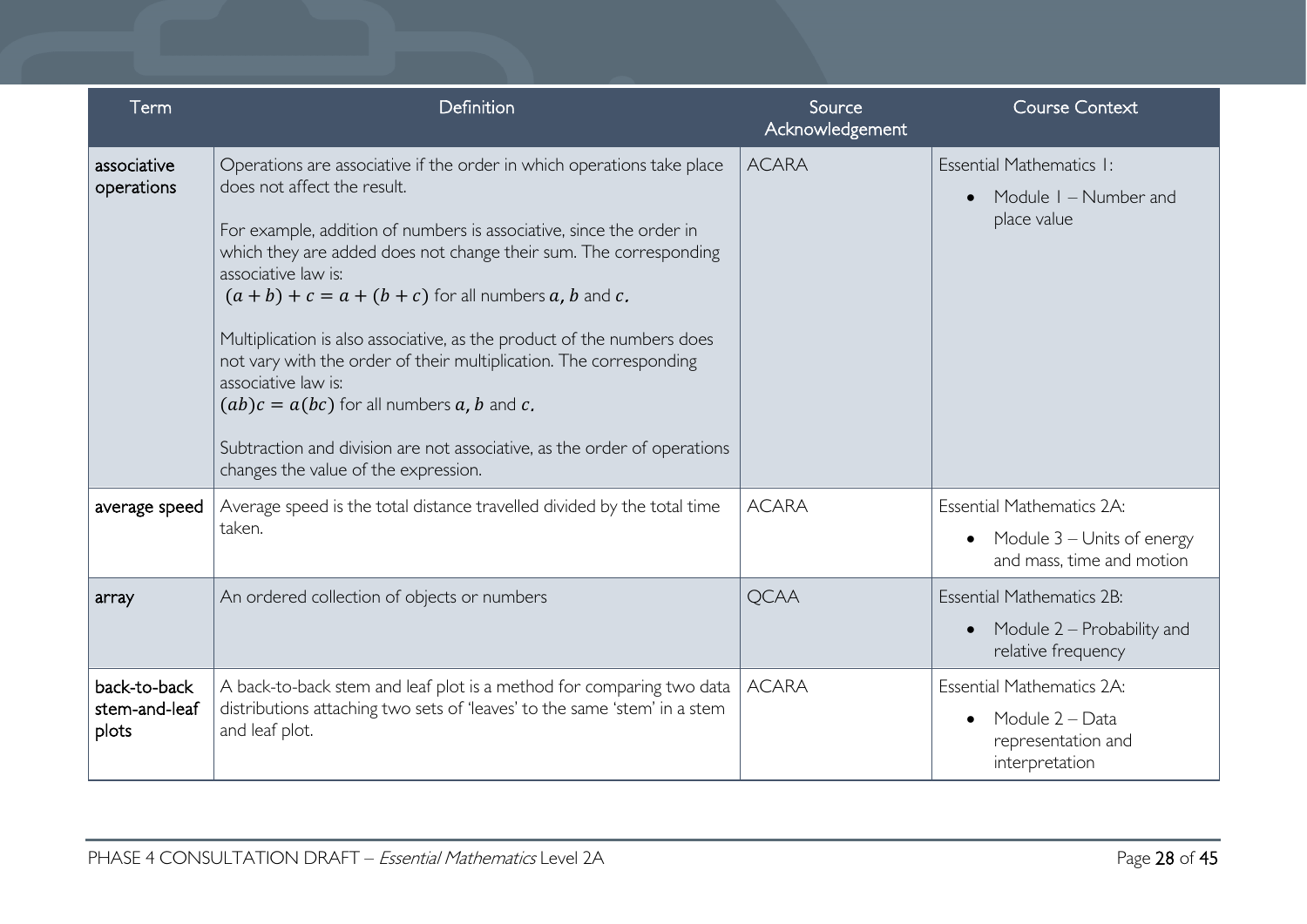| Term | Definition | Source Acknowledgement | Course Context |
|---|---|---|---|
| associative operations | Operations are associative if the order in which operations take place does not affect the result.<br><br>For example, addition of numbers is associative, since the order in which they are added does not change their sum. The corresponding associative law is:<br>$(a + b) + c = a + (b + c)$ for all numbers $a, b$ and $c$.<br><br>Multiplication is also associative, as the product of the numbers does not vary with the order of their multiplication. The corresponding associative law is:<br>$(ab)c = a(bc)$ for all numbers $a, b$ and $c$.<br><br>Subtraction and division are not associative, as the order of operations changes the value of the expression. | ACARA | Essential Mathematics 1:<br>• Module 1 – Number and place value |
| average speed | Average speed is the total distance travelled divided by the total time taken. | ACARA | Essential Mathematics 2A:<br>• Module 3 – Units of energy and mass, time and motion |
| array | An ordered collection of objects or numbers | QCAA | Essential Mathematics 2B:<br>• Module 2 – Probability and relative frequency |
| back-to-back stem-and-leaf plots | A back-to-back stem and leaf plot is a method for comparing two data distributions attaching two sets of 'leaves' to the same 'stem' in a stem and leaf plot. | ACARA | Essential Mathematics 2A:<br>• Module 2 – Data representation and interpretation |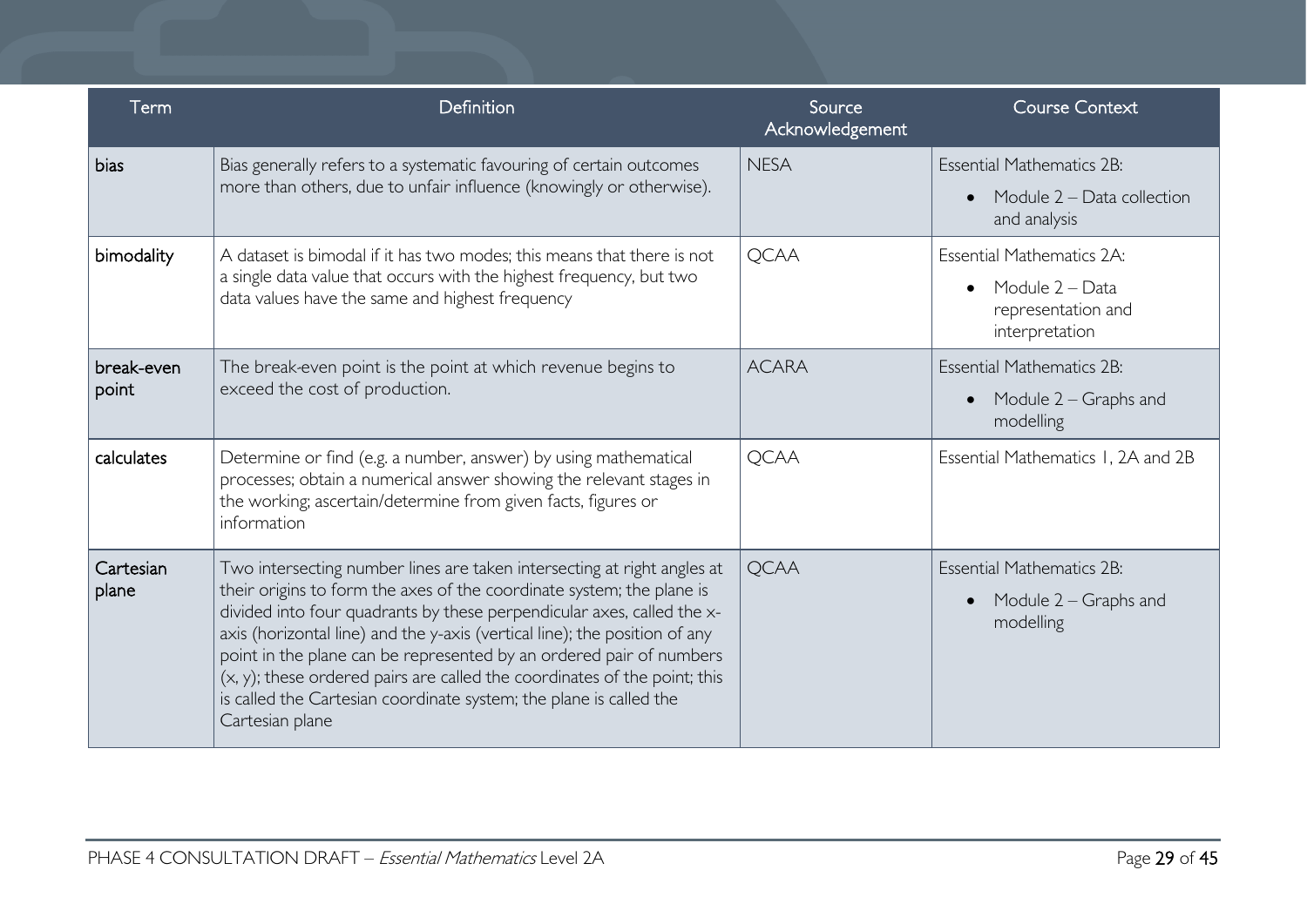| Term | Definition | Source Acknowledgement | Course Context |
|---|---|---|---|
| bias | Bias generally refers to a systematic favouring of certain outcomes more than others, due to unfair influence (knowingly or otherwise). | NESA | Essential Mathematics 2B:<br>• Module 2 – Data collection and analysis |
| bimodality | A dataset is bimodal if it has two modes; this means that there is not a single data value that occurs with the highest frequency, but two data values have the same and highest frequency | QCAA | Essential Mathematics 2A:<br>• Module 2 – Data representation and interpretation |
| break-even point | The break-even point is the point at which revenue begins to exceed the cost of production. | ACARA | Essential Mathematics 2B:<br>• Module 2 – Graphs and modelling |
| calculates | Determine or find (e.g. a number, answer) by using mathematical processes; obtain a numerical answer showing the relevant stages in the working; ascertain/determine from given facts, figures or information | QCAA | Essential Mathematics 1, 2A and 2B |
| Cartesian plane | Two intersecting number lines are taken intersecting at right angles at their origins to form the axes of the coordinate system; the plane is divided into four quadrants by these perpendicular axes, called the x-axis (horizontal line) and the y-axis (vertical line); the position of any point in the plane can be represented by an ordered pair of numbers (x, y); these ordered pairs are called the coordinates of the point; this is called the Cartesian coordinate system; the plane is called the Cartesian plane | QCAA | Essential Mathematics 2B:<br>• Module 2 – Graphs and modelling |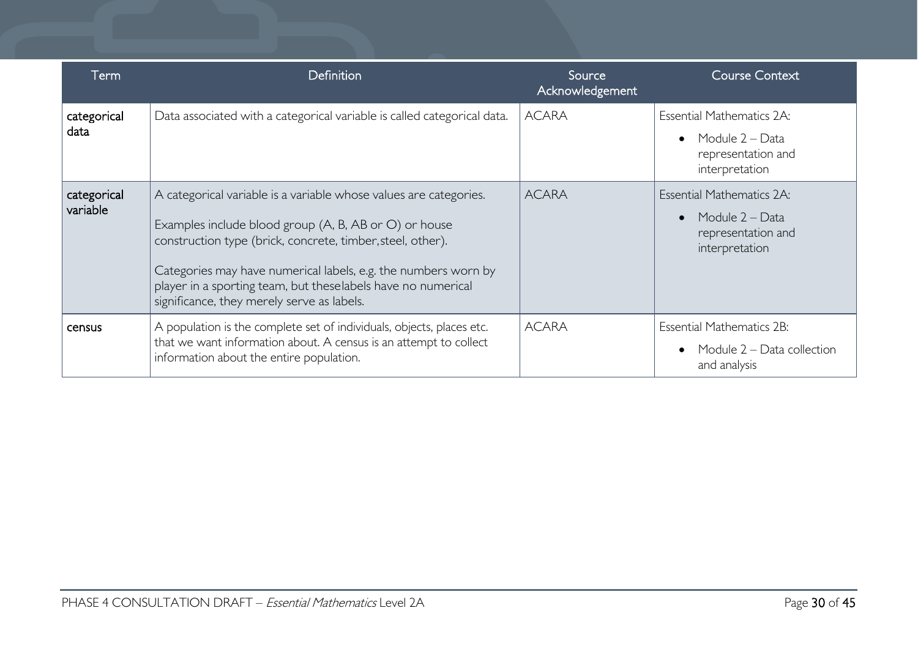| Term | Definition | Source Acknowledgement | Course Context |
|---|---|---|---|
| categorical data | Data associated with a categorical variable is called categorical data. | ACARA | Essential Mathematics 2A:<br>• Module 2 – Data representation and interpretation |
| categorical variable | A categorical variable is a variable whose values are categories.<br><br>Examples include blood group (A, B, AB or O) or house construction type (brick, concrete, timber,steel, other).<br><br>Categories may have numerical labels, e.g. the numbers worn by player in a sporting team, but theselabels have no numerical significance, they merely serve as labels. | ACARA | Essential Mathematics 2A:<br>• Module 2 – Data representation and interpretation |
| census | A population is the complete set of individuals, objects, places etc. that we want information about. A census is an attempt to collect information about the entire population. | ACARA | Essential Mathematics 2B:<br>• Module 2 – Data collection and analysis |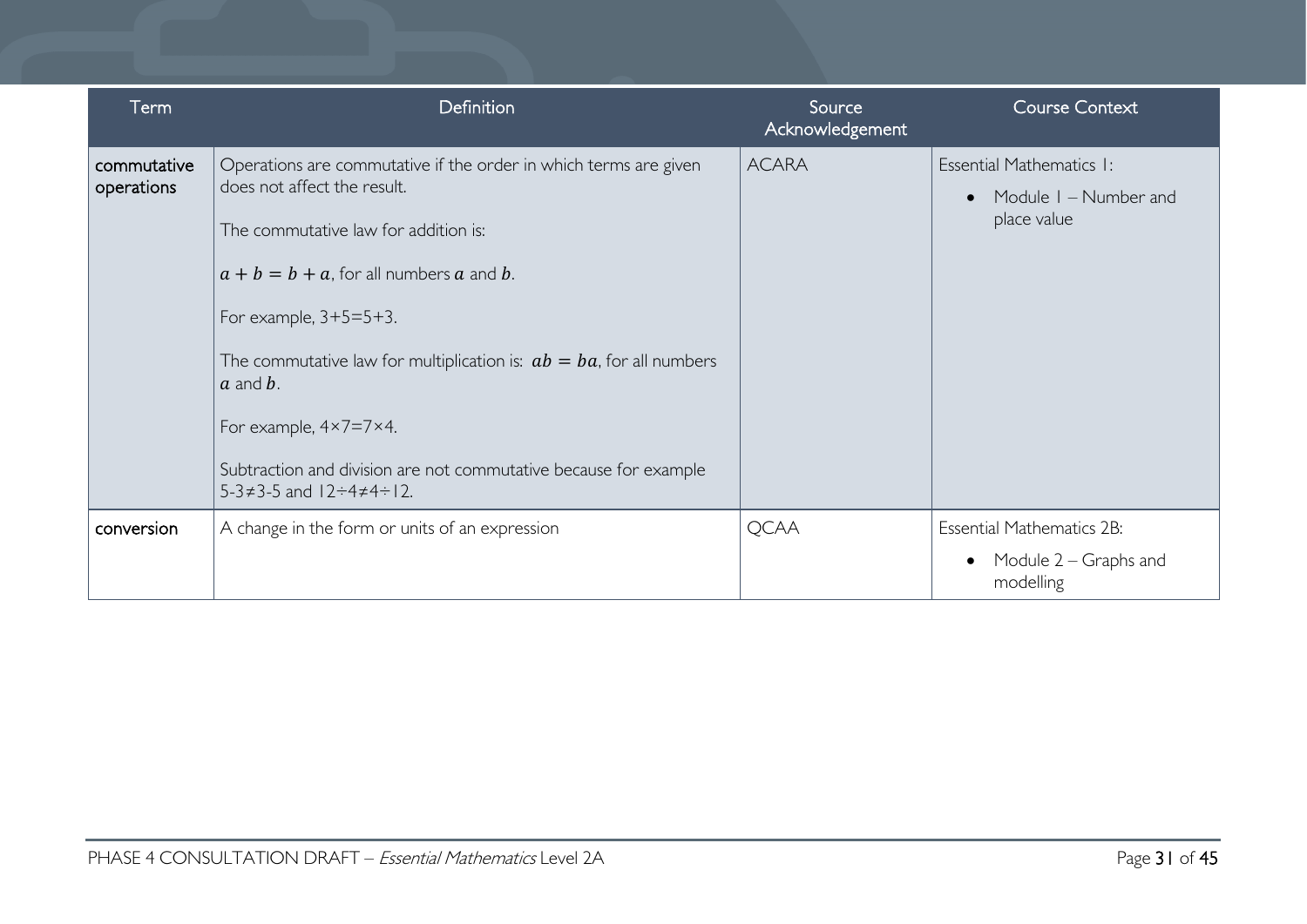| Term | Definition | Source Acknowledgement | Course Context |
| --- | --- | --- | --- |
| **commutative operations** | Operations are commutative if the order in which terms are given does not affect the result.<br><br>The commutative law for addition is:<br><br>$a + b = b + a$, for all numbers $a$ and $b$.<br><br>For example, 3+5=5+3.<br><br>The commutative law for multiplication is: $ab = ba$, for all numbers $a$ and $b$.<br><br>For example, 4×7=7×4.<br><br>Subtraction and division are not commutative because for example 5-3≠3-5 and 12÷4≠4÷12. | ACARA | Essential Mathematics 1:<br><br>• Module 1 – Number and place value |
| **conversion** | A change in the form or units of an expression | QCAA | Essential Mathematics 2B:<br><br>• Module 2 – Graphs and modelling |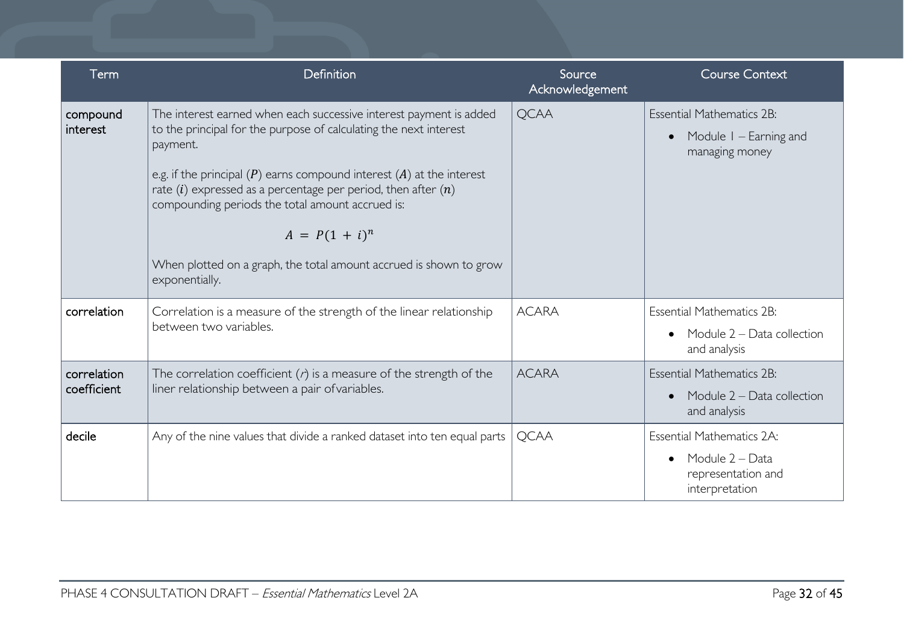| Term | Definition | Source Acknowledgement | Course Context |
|---|---|---|---|
| compound interest | The interest earned when each successive interest payment is added to the principal for the purpose of calculating the next interest payment.<br><br>e.g. if the principal ($P$) earns compound interest ($A$) at the interest rate ($i$) expressed as a percentage per period, then after ($n$) compounding periods the total amount accrued is:<br><br>$A = P(1 + i)^n$<br><br>When plotted on a graph, the total amount accrued is shown to grow exponentially. | QCAA | Essential Mathematics 2B:<br>• Module 1 – Earning and managing money |
| correlation | Correlation is a measure of the strength of the linear relationship between two variables. | ACARA | Essential Mathematics 2B:<br>• Module 2 – Data collection and analysis |
| correlation coefficient | The correlation coefficient ($r$) is a measure of the strength of the liner relationship between a pair ofvariables. | ACARA | Essential Mathematics 2B:<br>• Module 2 – Data collection and analysis |
| decile | Any of the nine values that divide a ranked dataset into ten equal parts | QCAA | Essential Mathematics 2A:<br>• Module 2 – Data representation and interpretation |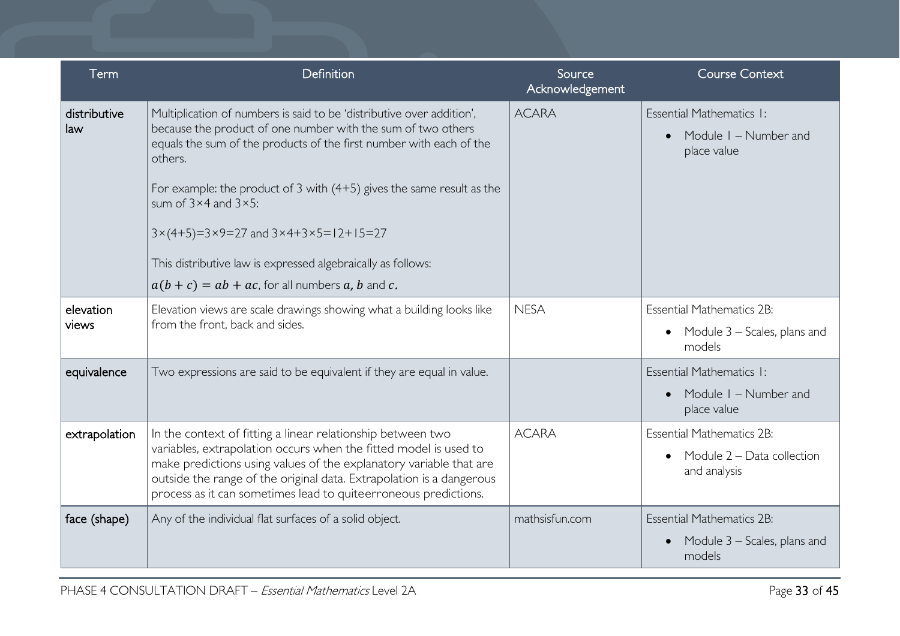| Term | Definition | Source Acknowledgement | Course Context |
|---|---|---|---|
| distributive law | Multiplication of numbers is said to be 'distributive over addition', because the product of one number with the sum of two others equals the sum of the products of the first number with each of the others.<br><br>For example: the product of 3 with (4+5) gives the same result as the sum of 3×4 and 3×5:<br><br>3×(4+5)=3×9=27 and 3×4+3×5=12+15=27<br><br>This distributive law is expressed algebraically as follows:<br>$a(b + c) = ab + ac$, for all numbers $a$, $b$ and $c$. | ACARA | Essential Mathematics 1:<br>• Module 1 – Number and place value |
| elevation views | Elevation views are scale drawings showing what a building looks like from the front, back and sides. | NESA | Essential Mathematics 2B:<br>• Module 3 – Scales, plans and models |
| equivalence | Two expressions are said to be equivalent if they are equal in value. | | Essential Mathematics 1:<br>• Module 1 – Number and place value |
| extrapolation | In the context of fitting a linear relationship between two variables, extrapolation occurs when the fitted model is used to make predictions using values of the explanatory variable that are outside the range of the original data. Extrapolation is a dangerous process as it can sometimes lead to quiteerroneous predictions. | ACARA | Essential Mathematics 2B:<br>• Module 2 – Data collection and analysis |
| face (shape) | Any of the individual flat surfaces of a solid object. | mathsisfun.com | Essential Mathematics 2B:<br>• Module 3 – Scales, plans and models |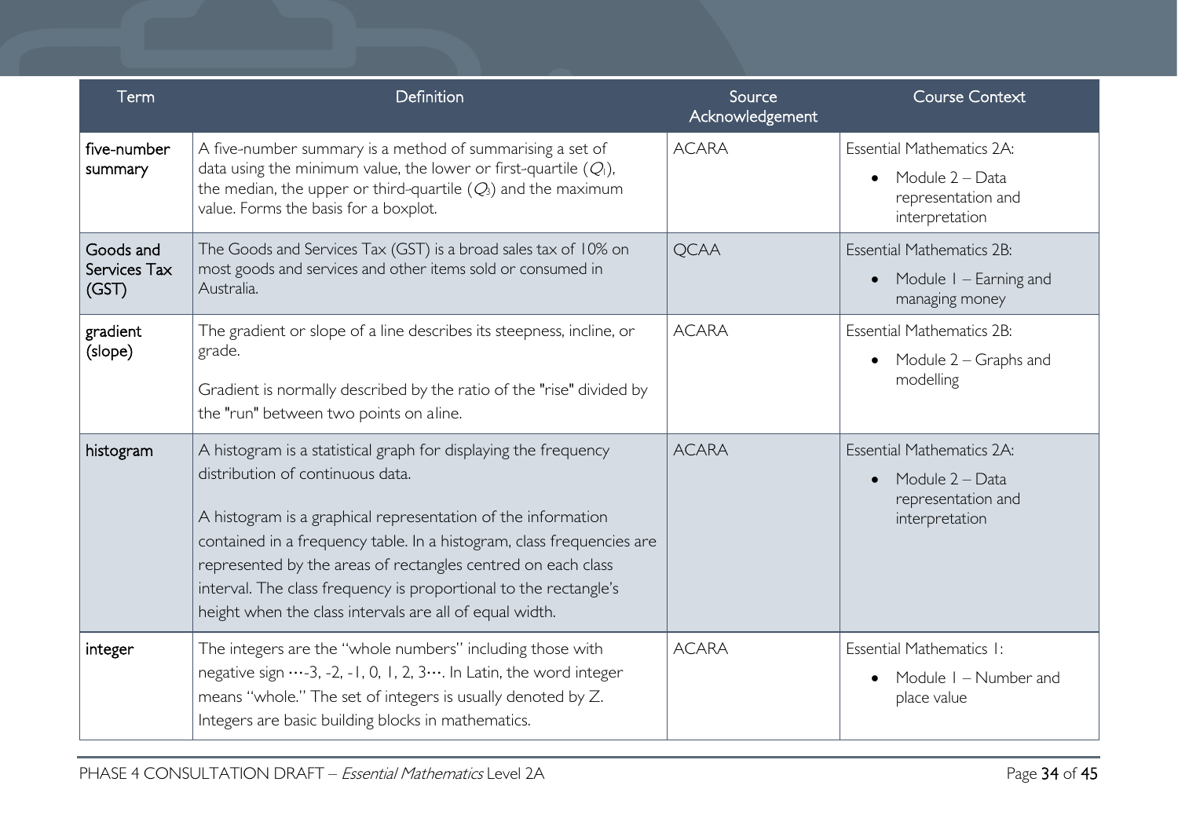| Term | Definition | Source Acknowledgement | Course Context |
|---|---|---|---|
| **five-number summary** | A five-number summary is a method of summarising a set of data using the minimum value, the lower or first-quartile ($Q_1$), the median, the upper or third-quartile ($Q_3$) and the maximum value. Forms the basis for a boxplot. | ACARA | Essential Mathematics 2A:<br>• Module 2 – Data representation and interpretation |
| **Goods and Services Tax (GST)** | The Goods and Services Tax (GST) is a broad sales tax of 10% on most goods and services and other items sold or consumed in Australia. | QCAA | Essential Mathematics 2B:<br>• Module 1 – Earning and managing money |
| **gradient (slope)** | The gradient or slope of a line describes its steepness, incline, or grade.<br><br>Gradient is normally described by the ratio of the "rise" divided by the "run" between two points on a line. | ACARA | Essential Mathematics 2B:<br>• Module 2 – Graphs and modelling |
| **histogram** | A histogram is a statistical graph for displaying the frequency distribution of continuous data.<br><br>A histogram is a graphical representation of the information contained in a frequency table. In a histogram, class frequencies are represented by the areas of rectangles centred on each class interval. The class frequency is proportional to the rectangle's height when the class intervals are all of equal width. | ACARA | Essential Mathematics 2A:<br>• Module 2 – Data representation and interpretation |
| **integer** | The integers are the "whole numbers" including those with negative sign ⋯-3, -2, -1, 0, 1, 2, 3⋯. In Latin, the word integer means "whole." The set of integers is usually denoted by Z. Integers are basic building blocks in mathematics. | ACARA | Essential Mathematics 1:<br>• Module 1 – Number and place value |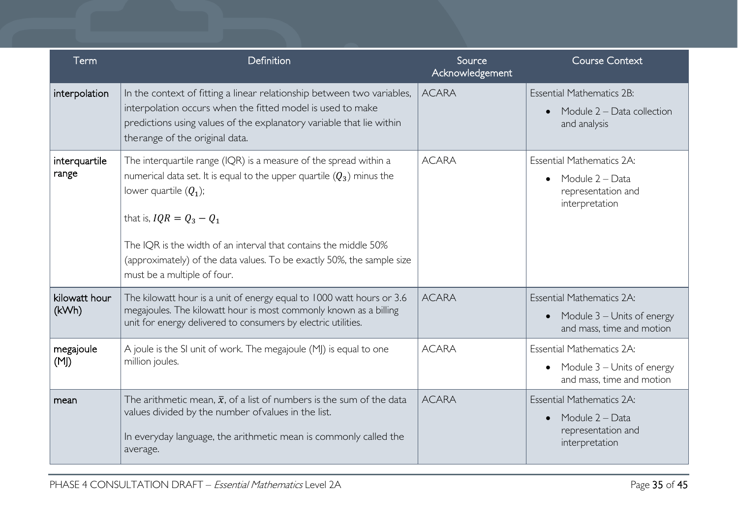| Term | Definition | Source Acknowledgement | Course Context |
| --- | --- | --- | --- |
| interpolation | In the context of fitting a linear relationship between two variables, interpolation occurs when the fitted model is used to make predictions using values of the explanatory variable that lie within therange of the original data. | ACARA | Essential Mathematics 2B: <br>• Module 2 – Data collection and analysis |
| interquartile range | The interquartile range (IQR) is a measure of the spread within a numerical data set. It is equal to the upper quartile ($Q_3$) minus the lower quartile ($Q_1$); <br><br>that is, $IQR = Q_3 - Q_1$ <br><br>The IQR is the width of an interval that contains the middle 50% (approximately) of the data values. To be exactly 50%, the sample size must be a multiple of four. | ACARA | Essential Mathematics 2A: <br>• Module 2 – Data representation and interpretation |
| kilowatt hour (kWh) | The kilowatt hour is a unit of energy equal to 1000 watt hours or 3.6 megajoules. The kilowatt hour is most commonly known as a billing unit for energy delivered to consumers by electric utilities. | ACARA | Essential Mathematics 2A: <br>• Module 3 – Units of energy and mass, time and motion |
| megajoule (MJ) | A joule is the SI unit of work. The megajoule (MJ) is equal to one million joules. | ACARA | Essential Mathematics 2A: <br>• Module 3 – Units of energy and mass, time and motion |
| mean | The arithmetic mean, $\bar{x}$, of a list of numbers is the sum of the data values divided by the number ofvalues in the list. <br><br>In everyday language, the arithmetic mean is commonly called the average. | ACARA | Essential Mathematics 2A: <br>• Module 2 – Data representation and interpretation |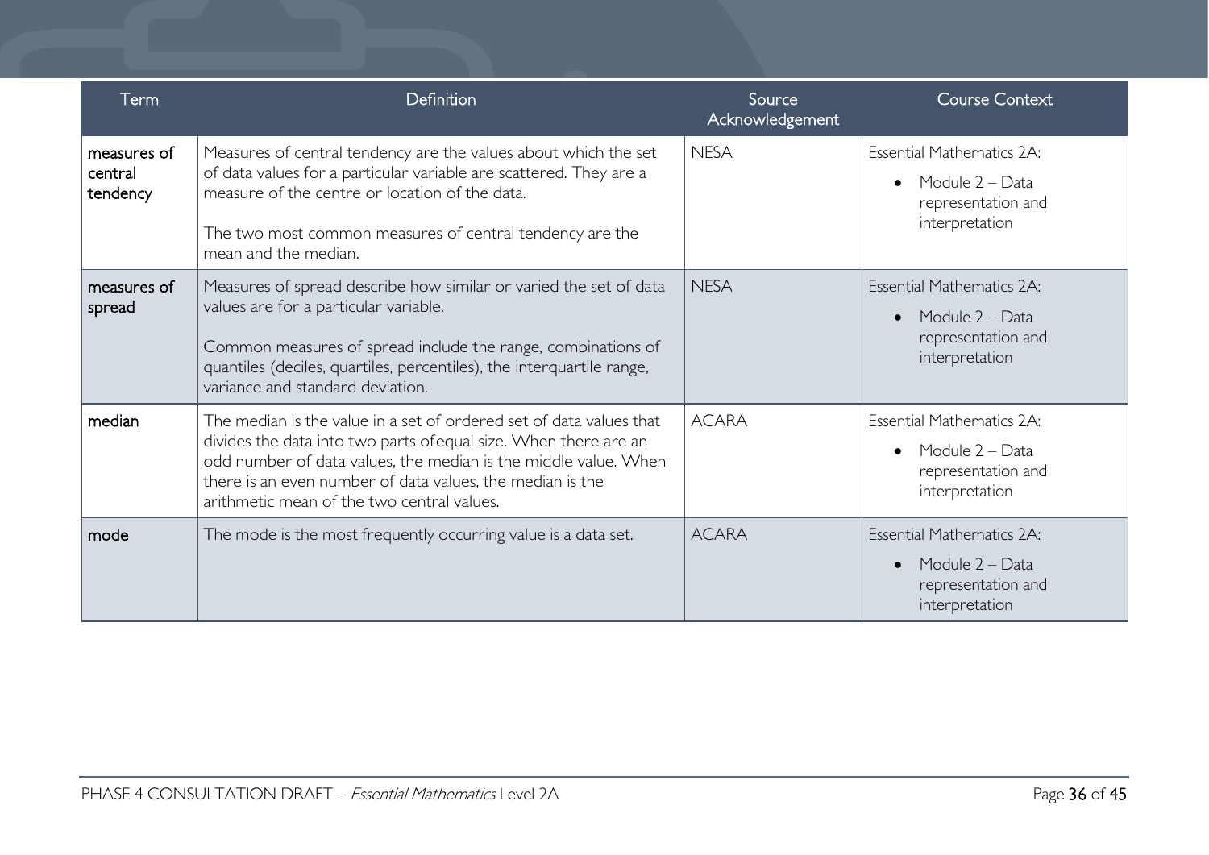| Term | Definition | Source Acknowledgement | Course Context |
|---|---|---|---|
| measures of central tendency | Measures of central tendency are the values about which the set of data values for a particular variable are scattered. They are a measure of the centre or location of the data.<br><br>The two most common measures of central tendency are the mean and the median. | NESA | Essential Mathematics 2A:<br>• Module 2 – Data representation and interpretation |
| measures of spread | Measures of spread describe how similar or varied the set of data values are for a particular variable.<br><br>Common measures of spread include the range, combinations of quantiles (deciles, quartiles, percentiles), the interquartile range, variance and standard deviation. | NESA | Essential Mathematics 2A:<br>• Module 2 – Data representation and interpretation |
| median | The median is the value in a set of ordered set of data values that divides the data into two parts ofequal size. When there are an odd number of data values, the median is the middle value. When there is an even number of data values, the median is the arithmetic mean of the two central values. | ACARA | Essential Mathematics 2A:<br>• Module 2 – Data representation and interpretation |
| mode | The mode is the most frequently occurring value is a data set. | ACARA | Essential Mathematics 2A:<br>• Module 2 – Data representation and interpretation |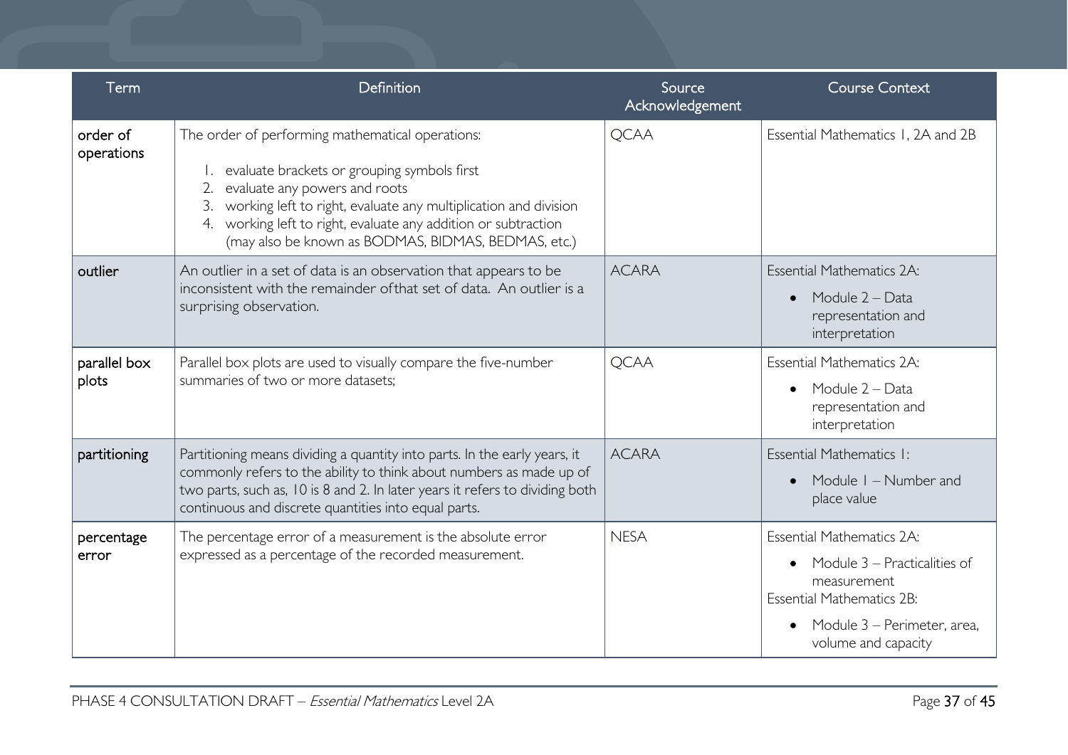| Term | Definition | Source Acknowledgement | Course Context |
|---|---|---|---|
| order of operations | The order of performing mathematical operations:<br>1. evaluate brackets or grouping symbols first<br>2. evaluate any powers and roots<br>3. working left to right, evaluate any multiplication and division<br>4. working left to right, evaluate any addition or subtraction (may also be known as BODMAS, BIDMAS, BEDMAS, etc.) | QCAA | Essential Mathematics 1, 2A and 2B |
| outlier | An outlier in a set of data is an observation that appears to be inconsistent with the remainder ofthat set of data. An outlier is a surprising observation. | ACARA | Essential Mathematics 2A:<br>• Module 2 – Data representation and interpretation |
| parallel box plots | Parallel box plots are used to visually compare the five-number summaries of two or more datasets; | QCAA | Essential Mathematics 2A:<br>• Module 2 – Data representation and interpretation |
| partitioning | Partitioning means dividing a quantity into parts. In the early years, it commonly refers to the ability to think about numbers as made up of two parts, such as, 10 is 8 and 2. In later years it refers to dividing both continuous and discrete quantities into equal parts. | ACARA | Essential Mathematics 1:<br>• Module 1 – Number and place value |
| percentage error | The percentage error of a measurement is the absolute error expressed as a percentage of the recorded measurement. | NESA | Essential Mathematics 2A:<br>• Module 3 – Practicalities of measurement<br>Essential Mathematics 2B:<br>• Module 3 – Perimeter, area, volume and capacity |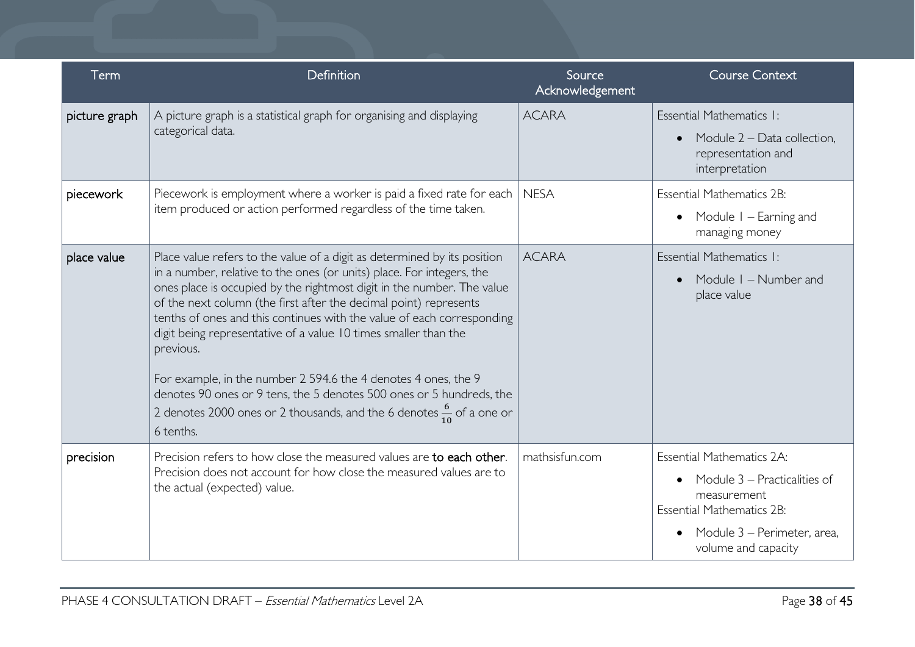| Term | Definition | Source Acknowledgement | Course Context |
|---|---|---|---|
| picture graph | A picture graph is a statistical graph for organising and displaying categorical data. | ACARA | Essential Mathematics 1:<br>• Module 2 – Data collection, representation and interpretation |
| piecework | Piecework is employment where a worker is paid a fixed rate for each item produced or action performed regardless of the time taken. | NESA | Essential Mathematics 2B:<br>• Module 1 – Earning and managing money |
| place value | Place value refers to the value of a digit as determined by its position in a number, relative to the ones (or units) place. For integers, the ones place is occupied by the rightmost digit in the number. The value of the next column (the first after the decimal point) represents tenths of ones and this continues with the value of each corresponding digit being representative of a value 10 times smaller than the previous.<br><br>For example, in the number 2 594.6 the 4 denotes 4 ones, the 9 denotes 90 ones or 9 tens, the 5 denotes 500 ones or 5 hundreds, the 2 denotes 2000 ones or 2 thousands, and the 6 denotes $\frac{6}{10}$ of a one or 6 tenths. | ACARA | Essential Mathematics 1:<br>• Module 1 – Number and place value |
| precision | Precision refers to how close the measured values are **to each other**. Precision does not account for how close the measured values are to the actual (expected) value. | mathsisfun.com | Essential Mathematics 2A:<br>• Module 3 – Practicalities of measurement<br>Essential Mathematics 2B:<br>• Module 3 – Perimeter, area, volume and capacity |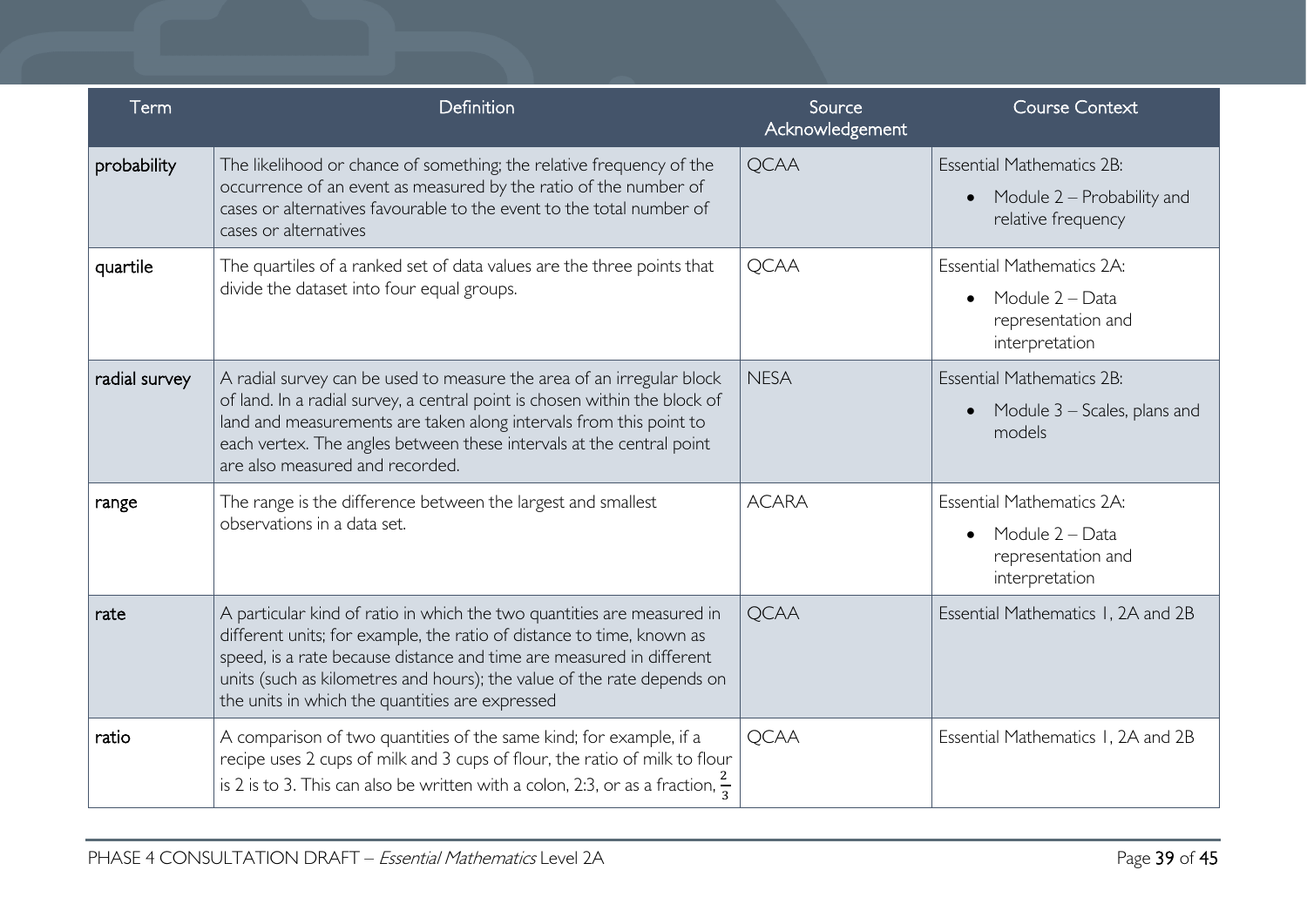| Term | Definition | Source Acknowledgement | Course Context |
| --- | --- | --- | --- |
| probability | The likelihood or chance of something; the relative frequency of the occurrence of an event as measured by the ratio of the number of cases or alternatives favourable to the event to the total number of cases or alternatives | QCAA | Essential Mathematics 2B:<br>• Module 2 – Probability and relative frequency |
| quartile | The quartiles of a ranked set of data values are the three points that divide the dataset into four equal groups. | QCAA | Essential Mathematics 2A:<br>• Module 2 – Data representation and interpretation |
| radial survey | A radial survey can be used to measure the area of an irregular block of land. In a radial survey, a central point is chosen within the block of land and measurements are taken along intervals from this point to each vertex. The angles between these intervals at the central point are also measured and recorded. | NESA | Essential Mathematics 2B:<br>• Module 3 – Scales, plans and models |
| range | The range is the difference between the largest and smallest observations in a data set. | ACARA | Essential Mathematics 2A:<br>• Module 2 – Data representation and interpretation |
| rate | A particular kind of ratio in which the two quantities are measured in different units; for example, the ratio of distance to time, known as speed, is a rate because distance and time are measured in different units (such as kilometres and hours); the value of the rate depends on the units in which the quantities are expressed | QCAA | Essential Mathematics 1, 2A and 2B |
| ratio | A comparison of two quantities of the same kind; for example, if a recipe uses 2 cups of milk and 3 cups of flour, the ratio of milk to flour is 2 is to 3. This can also be written with a colon, 2:3, or as a fraction, $\frac{2}{3}$ | QCAA | Essential Mathematics 1, 2A and 2B |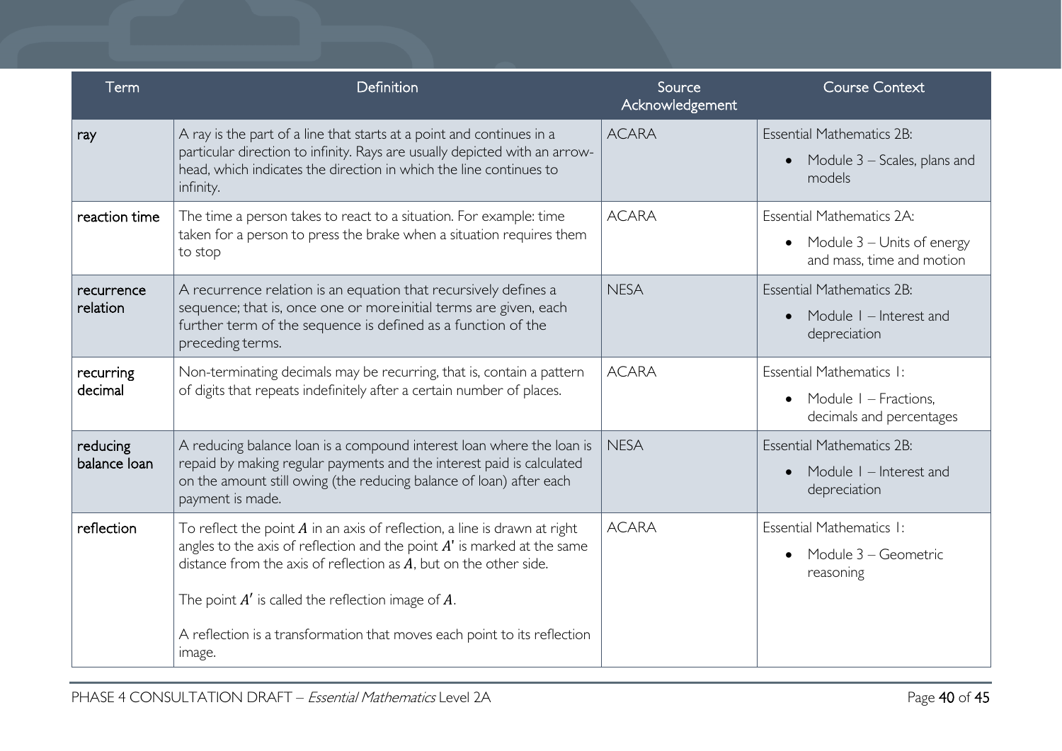| Term | Definition | Source Acknowledgement | Course Context |
|---|---|---|---|
| ray | A ray is the part of a line that starts at a point and continues in a particular direction to infinity. Rays are usually depicted with an arrow-head, which indicates the direction in which the line continues to infinity. | ACARA | Essential Mathematics 2B: <br> • Module 3 – Scales, plans and models |
| reaction time | The time a person takes to react to a situation. For example: time taken for a person to press the brake when a situation requires them to stop | ACARA | Essential Mathematics 2A: <br> • Module 3 – Units of energy and mass, time and motion |
| recurrence relation | A recurrence relation is an equation that recursively defines a sequence; that is, once one or moreinitial terms are given, each further term of the sequence is defined as a function of the preceding terms. | NESA | Essential Mathematics 2B: <br> • Module 1 – Interest and depreciation |
| recurring decimal | Non-terminating decimals may be recurring, that is, contain a pattern of digits that repeats indefinitely after a certain number of places. | ACARA | Essential Mathematics 1: <br> • Module 1 – Fractions, decimals and percentages |
| reducing balance loan | A reducing balance loan is a compound interest loan where the loan is repaid by making regular payments and the interest paid is calculated on the amount still owing (the reducing balance of loan) after each payment is made. | NESA | Essential Mathematics 2B: <br> • Module 1 – Interest and depreciation |
| reflection | To reflect the point $A$ in an axis of reflection, a line is drawn at right angles to the axis of reflection and the point $A'$ is marked at the same distance from the axis of reflection as $A$, but on the other side. <br><br> The point $A'$ is called the reflection image of $A$. <br><br> A reflection is a transformation that moves each point to its reflection image. | ACARA | Essential Mathematics 1: <br> • Module 3 – Geometric reasoning |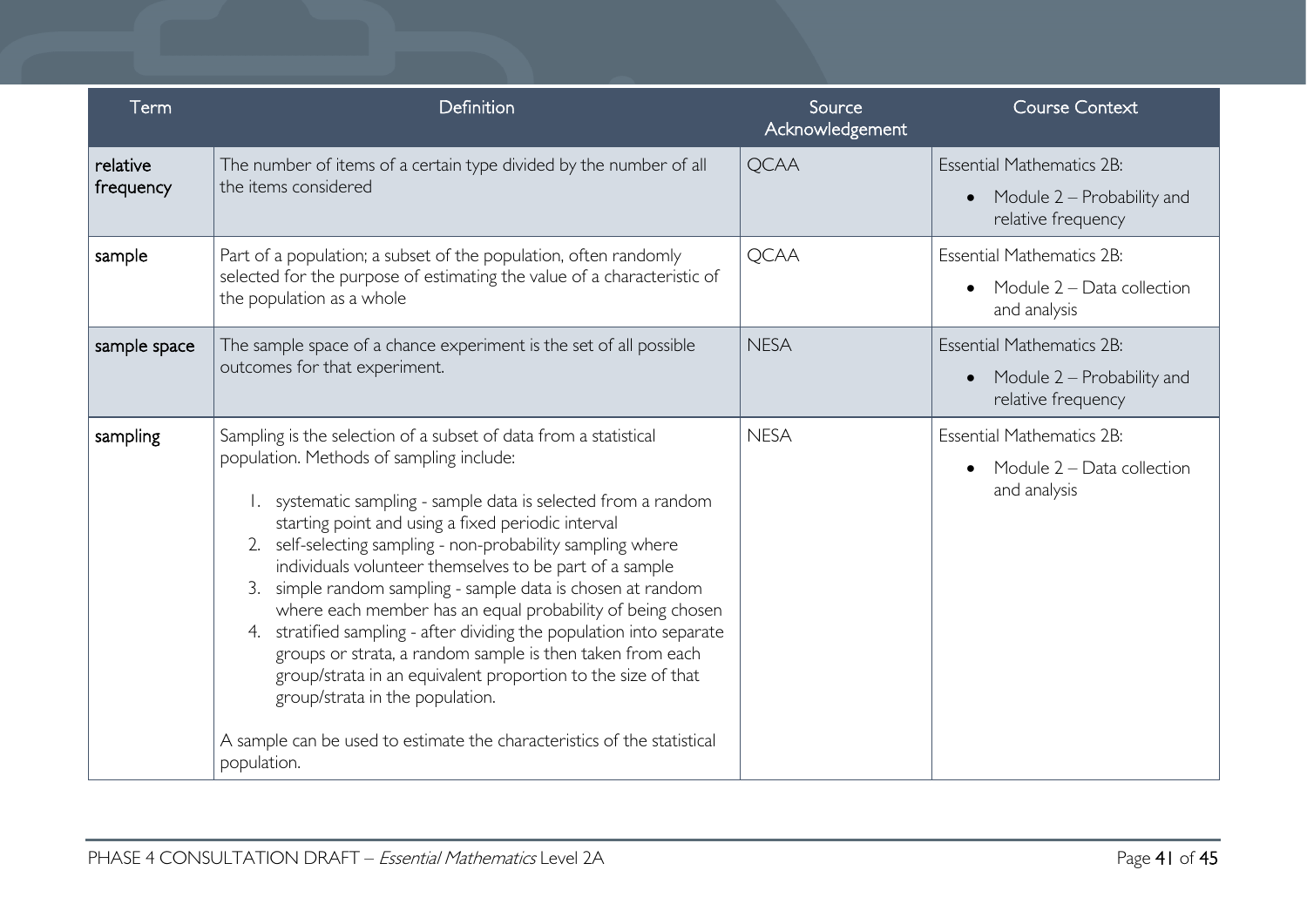| Term | Definition | Source Acknowledgement | Course Context |
|---|---|---|---|
| relative frequency | The number of items of a certain type divided by the number of all the items considered | QCAA | Essential Mathematics 2B:<br>• Module 2 – Probability and relative frequency |
| sample | Part of a population; a subset of the population, often randomly selected for the purpose of estimating the value of a characteristic of the population as a whole | QCAA | Essential Mathematics 2B:<br>• Module 2 – Data collection and analysis |
| sample space | The sample space of a chance experiment is the set of all possible outcomes for that experiment. | NESA | Essential Mathematics 2B:<br>• Module 2 – Probability and relative frequency |
| sampling | Sampling is the selection of a subset of data from a statistical population. Methods of sampling include:<br>1. systematic sampling - sample data is selected from a random starting point and using a fixed periodic interval<br>2. self-selecting sampling - non-probability sampling where individuals volunteer themselves to be part of a sample<br>3. simple random sampling - sample data is chosen at random where each member has an equal probability of being chosen<br>4. stratified sampling - after dividing the population into separate groups or strata, a random sample is then taken from each group/strata in an equivalent proportion to the size of that group/strata in the population.<br><br>A sample can be used to estimate the characteristics of the statistical population. | NESA | Essential Mathematics 2B:<br>• Module 2 – Data collection and analysis |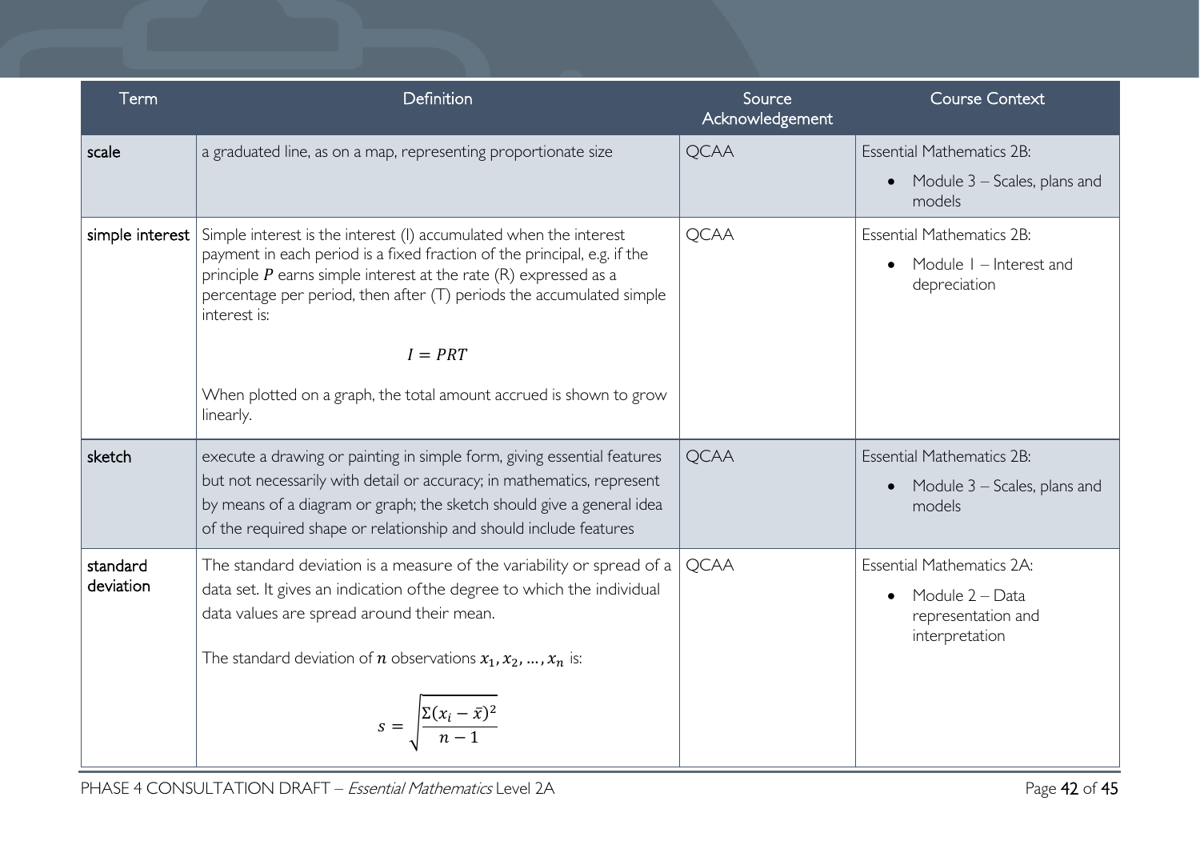| Term | Definition | Source Acknowledgement | Course Context |
|---|---|---|---|
| scale | a graduated line, as on a map, representing proportionate size | QCAA | Essential Mathematics 2B:<br>• Module 3 – Scales, plans and models |
| simple interest | Simple interest is the interest (I) accumulated when the interest payment in each period is a fixed fraction of the principal, e.g. if the principle $P$ earns simple interest at the rate (R) expressed as a percentage per period, then after (T) periods the accumulated simple interest is:<br>$$I = PRT$$<br>When plotted on a graph, the total amount accrued is shown to grow linearly. | QCAA | Essential Mathematics 2B:<br>• Module 1 – Interest and depreciation |
| sketch | execute a drawing or painting in simple form, giving essential features but not necessarily with detail or accuracy; in mathematics, represent by means of a diagram or graph; the sketch should give a general idea of the required shape or relationship and should include features | QCAA | Essential Mathematics 2B:<br>• Module 3 – Scales, plans and models |
| standard deviation | The standard deviation is a measure of the variability or spread of a data set. It gives an indication ofthe degree to which the individual data values are spread around their mean.<br>The standard deviation of $n$ observations $x_1, x_2, \ldots, x_n$ is:<br>$$s = \sqrt{\frac{\Sigma(x_i - \bar{x})^2}{n-1}}$$ | QCAA | Essential Mathematics 2A:<br>• Module 2 – Data representation and interpretation |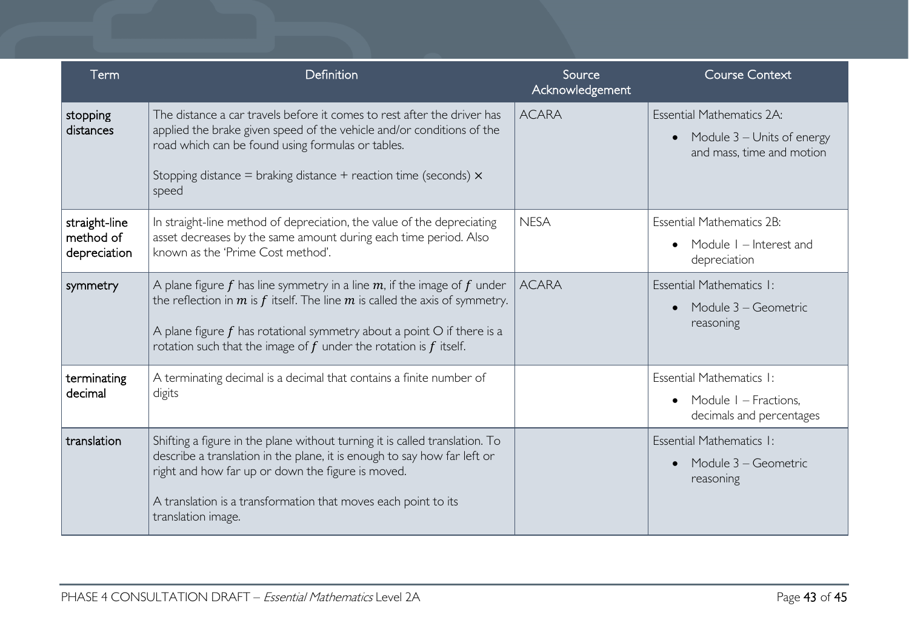| Term | Definition | Source Acknowledgement | Course Context |
|---|---|---|---|
| stopping distances | The distance a car travels before it comes to rest after the driver has applied the brake given speed of the vehicle and/or conditions of the road which can be found using formulas or tables. <br><br> Stopping distance = braking distance + reaction time (seconds) × speed | ACARA | Essential Mathematics 2A: <br> • Module 3 – Units of energy and mass, time and motion |
| straight-line method of depreciation | In straight-line method of depreciation, the value of the depreciating asset decreases by the same amount during each time period. Also known as the 'Prime Cost method'. | NESA | Essential Mathematics 2B: <br> • Module 1 – Interest and depreciation |
| symmetry | A plane figure $f$ has line symmetry in a line $m$, if the image of $f$ under the reflection in $m$ is $f$ itself. The line $m$ is called the axis of symmetry. <br><br> A plane figure $f$ has rotational symmetry about a point O if there is a rotation such that the image of $f$ under the rotation is $f$ itself. | ACARA | Essential Mathematics 1: <br> • Module 3 – Geometric reasoning |
| terminating decimal | A terminating decimal is a decimal that contains a finite number of digits | | Essential Mathematics 1: <br> • Module 1 – Fractions, decimals and percentages |
| translation | Shifting a figure in the plane without turning it is called translation. To describe a translation in the plane, it is enough to say how far left or right and how far up or down the figure is moved. <br><br> A translation is a transformation that moves each point to its translation image. | | Essential Mathematics 1: <br> • Module 3 – Geometric reasoning |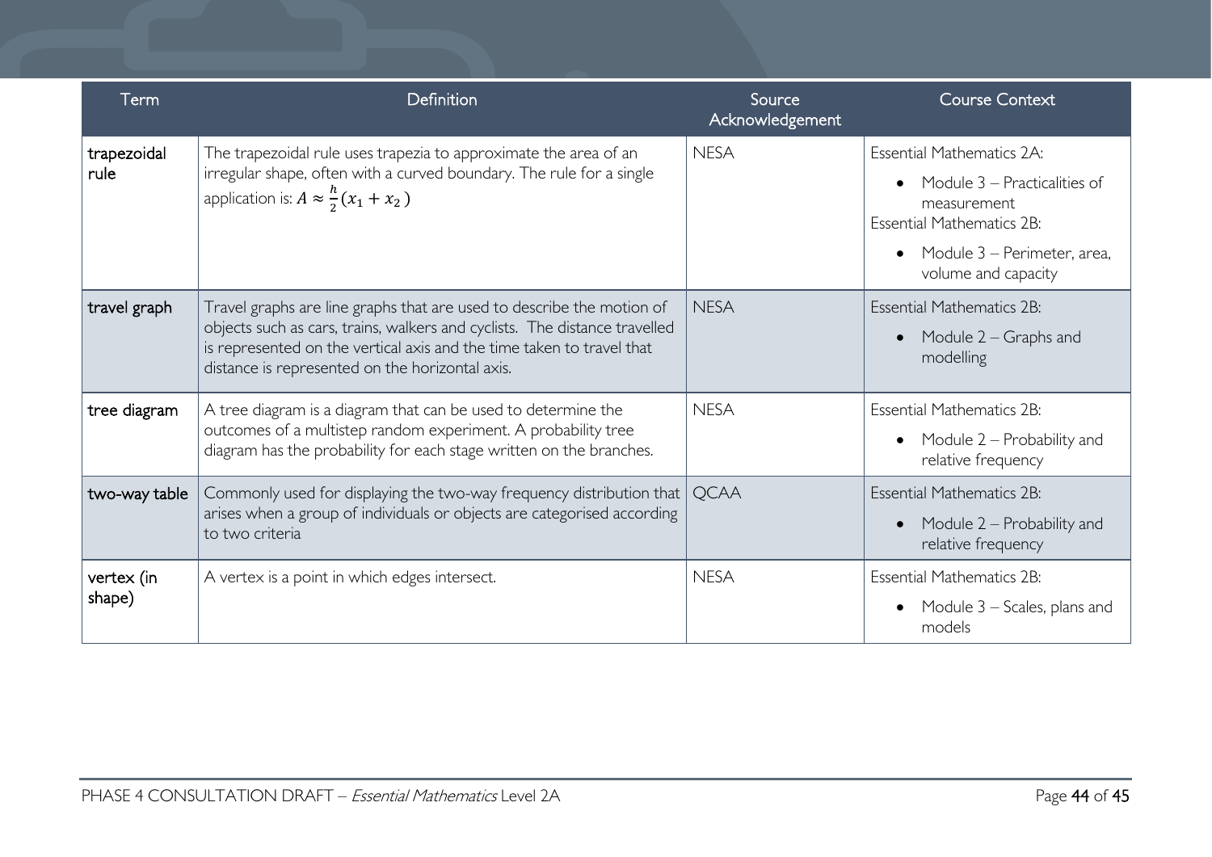| Term | Definition | Source Acknowledgement | Course Context |
| --- | --- | --- | --- |
| trapezoidal rule | The trapezoidal rule uses trapezia to approximate the area of an irregular shape, often with a curved boundary. The rule for a single application is: $A \approx \frac{h}{2}(x_1 + x_2)$ | NESA | Essential Mathematics 2A: <br>• Module 3 – Practicalities of measurement <br>Essential Mathematics 2B: <br>• Module 3 – Perimeter, area, volume and capacity |
| travel graph | Travel graphs are line graphs that are used to describe the motion of objects such as cars, trains, walkers and cyclists. The distance travelled is represented on the vertical axis and the time taken to travel that distance is represented on the horizontal axis. | NESA | Essential Mathematics 2B: <br>• Module 2 – Graphs and modelling |
| tree diagram | A tree diagram is a diagram that can be used to determine the outcomes of a multistep random experiment. A probability tree diagram has the probability for each stage written on the branches. | NESA | Essential Mathematics 2B: <br>• Module 2 – Probability and relative frequency |
| two-way table | Commonly used for displaying the two-way frequency distribution that arises when a group of individuals or objects are categorised according to two criteria | QCAA | Essential Mathematics 2B: <br>• Module 2 – Probability and relative frequency |
| vertex (in shape) | A vertex is a point in which edges intersect. | NESA | Essential Mathematics 2B: <br>• Module 3 – Scales, plans and models |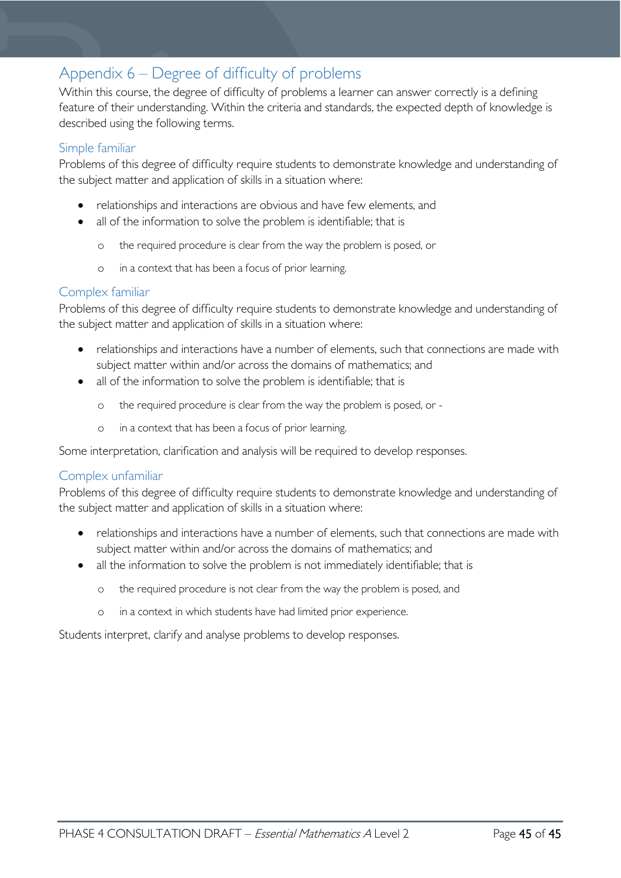## Appendix 6 – Degree of difficulty of problems

Within this course, the degree of difficulty of problems a learner can answer correctly is a defining feature of their understanding. Within the criteria and standards, the expected depth of knowledge is described using the following terms.

### Simple familiar

Problems of this degree of difficulty require students to demonstrate knowledge and understanding of the subject matter and application of skills in a situation where:

- relationships and interactions are obvious and have few elements, and
- all of the information to solve the problem is identifiable; that is
  - the required procedure is clear from the way the problem is posed, or
  - in a context that has been a focus of prior learning.

### Complex familiar

Problems of this degree of difficulty require students to demonstrate knowledge and understanding of the subject matter and application of skills in a situation where:

- relationships and interactions have a number of elements, such that connections are made with subject matter within and/or across the domains of mathematics; and
- all of the information to solve the problem is identifiable; that is
  - the required procedure is clear from the way the problem is posed, or -
  - in a context that has been a focus of prior learning.

Some interpretation, clarification and analysis will be required to develop responses.

### Complex unfamiliar

Problems of this degree of difficulty require students to demonstrate knowledge and understanding of the subject matter and application of skills in a situation where:

- relationships and interactions have a number of elements, such that connections are made with subject matter within and/or across the domains of mathematics; and
- all the information to solve the problem is not immediately identifiable; that is
  - the required procedure is not clear from the way the problem is posed, and
  - in a context in which students have had limited prior experience.

Students interpret, clarify and analyse problems to develop responses.